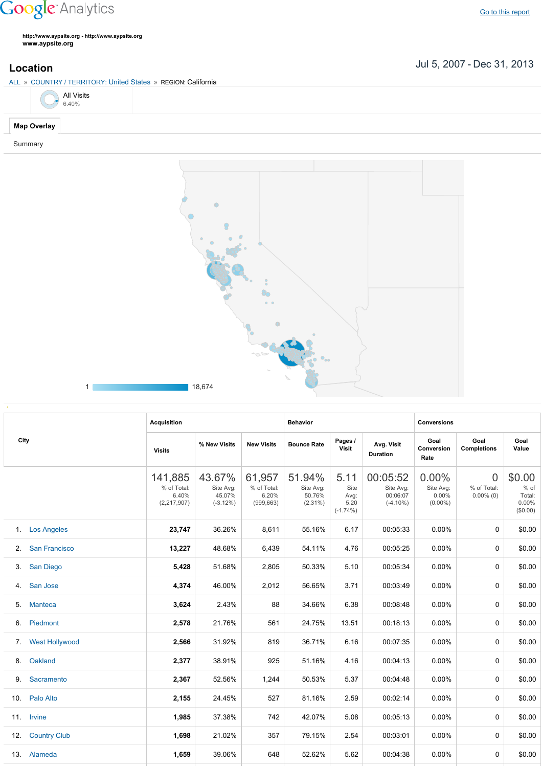Google Analytics

Go to this report

http://www.aypsite.org - http://www.aypsite.org
www.aypsite.org

## Location

Jul 5, 2007 - Dec 31, 2013

ALL » COUNTRY / TERRITORY: United States » REGION: California

All Visits
6.40%

Map Overlay

Summary

1 18,674

| City | Acquisition | | | Behavior | | | Conversions | | |
|---|---|---|---|---|---|---|---|---|---|
| | Visits | % New Visits | New Visits | Bounce Rate | Pages / Visit | Avg. Visit Duration | Goal Conversion Rate | Goal Completions | Goal Value |
| | 141,885 % of Total: 6.40% (2,217,907) | 43.67% Site Avg: 45.07% (-3.12%) | 61,957 % of Total: 6.20% (999,663) | 51.94% Site Avg: 50.76% (2.31%) | 5.11 Site Avg: 5.20 (-1.74%) | 00:05:52 Site Avg: 00:06:07 (-4.10%) | 0.00% Site Avg: 0.00% (0.00%) | 0 % of Total: 0.00% (0) | $0.00 % of Total: 0.00% ($0.00) |
| 1. Los Angeles | 23,747 | 36.26% | 8,611 | 55.16% | 6.17 | 00:05:33 | 0.00% | 0 | $0.00 |
| 2. San Francisco | 13,227 | 48.68% | 6,439 | 54.11% | 4.76 | 00:05:25 | 0.00% | 0 | $0.00 |
| 3. San Diego | 5,428 | 51.68% | 2,805 | 50.33% | 5.10 | 00:05:34 | 0.00% | 0 | $0.00 |
| 4. San Jose | 4,374 | 46.00% | 2,012 | 56.65% | 3.71 | 00:03:49 | 0.00% | 0 | $0.00 |
| 5. Manteca | 3,624 | 2.43% | 88 | 34.66% | 6.38 | 00:08:48 | 0.00% | 0 | $0.00 |
| 6. Piedmont | 2,578 | 21.76% | 561 | 24.75% | 13.51 | 00:18:13 | 0.00% | 0 | $0.00 |
| 7. West Hollywood | 2,566 | 31.92% | 819 | 36.71% | 6.16 | 00:07:35 | 0.00% | 0 | $0.00 |
| 8. Oakland | 2,377 | 38.91% | 925 | 51.16% | 4.16 | 00:04:13 | 0.00% | 0 | $0.00 |
| 9. Sacramento | 2,367 | 52.56% | 1,244 | 50.53% | 5.37 | 00:04:48 | 0.00% | 0 | $0.00 |
| 10. Palo Alto | 2,155 | 24.45% | 527 | 81.16% | 2.59 | 00:02:14 | 0.00% | 0 | $0.00 |
| 11. Irvine | 1,985 | 37.38% | 742 | 42.07% | 5.08 | 00:05:13 | 0.00% | 0 | $0.00 |
| 12. Country Club | 1,698 | 21.02% | 357 | 79.15% | 2.54 | 00:03:01 | 0.00% | 0 | $0.00 |
| 13. Alameda | 1,659 | 39.06% | 648 | 52.62% | 5.62 | 00:04:38 | 0.00% | 0 | $0.00 |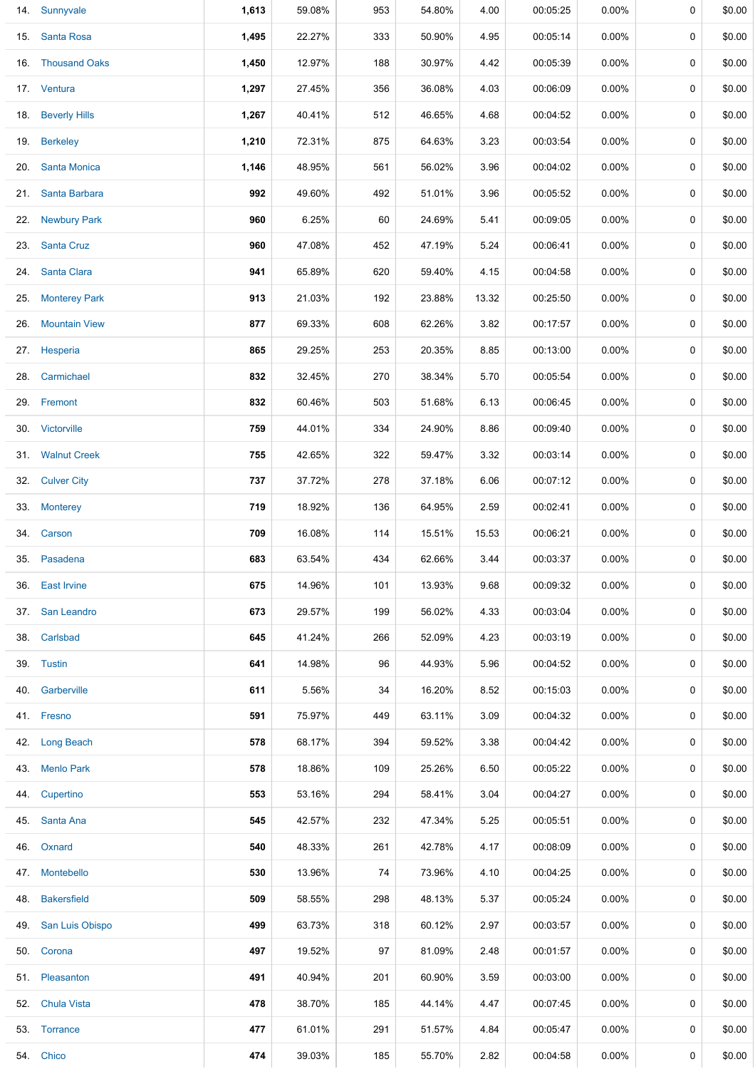| | | | | | | | | | |
|---|---|---|---|---|---|---|---|---|---|
| 14. | Sunnyvale | **1,613** | 59.08% | 953 | 54.80% | 4.00 | 00:05:25 | 0.00% | 0 | $0.00 |
| 15. | Santa Rosa | **1,495** | 22.27% | 333 | 50.90% | 4.95 | 00:05:14 | 0.00% | 0 | $0.00 |
| 16. | Thousand Oaks | **1,450** | 12.97% | 188 | 30.97% | 4.42 | 00:05:39 | 0.00% | 0 | $0.00 |
| 17. | Ventura | **1,297** | 27.45% | 356 | 36.08% | 4.03 | 00:06:09 | 0.00% | 0 | $0.00 |
| 18. | Beverly Hills | **1,267** | 40.41% | 512 | 46.65% | 4.68 | 00:04:52 | 0.00% | 0 | $0.00 |
| 19. | Berkeley | **1,210** | 72.31% | 875 | 64.63% | 3.23 | 00:03:54 | 0.00% | 0 | $0.00 |
| 20. | Santa Monica | **1,146** | 48.95% | 561 | 56.02% | 3.96 | 00:04:02 | 0.00% | 0 | $0.00 |
| 21. | Santa Barbara | **992** | 49.60% | 492 | 51.01% | 3.96 | 00:05:52 | 0.00% | 0 | $0.00 |
| 22. | Newbury Park | **960** | 6.25% | 60 | 24.69% | 5.41 | 00:09:05 | 0.00% | 0 | $0.00 |
| 23. | Santa Cruz | **960** | 47.08% | 452 | 47.19% | 5.24 | 00:06:41 | 0.00% | 0 | $0.00 |
| 24. | Santa Clara | **941** | 65.89% | 620 | 59.40% | 4.15 | 00:04:58 | 0.00% | 0 | $0.00 |
| 25. | Monterey Park | **913** | 21.03% | 192 | 23.88% | 13.32 | 00:25:50 | 0.00% | 0 | $0.00 |
| 26. | Mountain View | **877** | 69.33% | 608 | 62.26% | 3.82 | 00:17:57 | 0.00% | 0 | $0.00 |
| 27. | Hesperia | **865** | 29.25% | 253 | 20.35% | 8.85 | 00:13:00 | 0.00% | 0 | $0.00 |
| 28. | Carmichael | **832** | 32.45% | 270 | 38.34% | 5.70 | 00:05:54 | 0.00% | 0 | $0.00 |
| 29. | Fremont | **832** | 60.46% | 503 | 51.68% | 6.13 | 00:06:45 | 0.00% | 0 | $0.00 |
| 30. | Victorville | **759** | 44.01% | 334 | 24.90% | 8.86 | 00:09:40 | 0.00% | 0 | $0.00 |
| 31. | Walnut Creek | **755** | 42.65% | 322 | 59.47% | 3.32 | 00:03:14 | 0.00% | 0 | $0.00 |
| 32. | Culver City | **737** | 37.72% | 278 | 37.18% | 6.06 | 00:07:12 | 0.00% | 0 | $0.00 |
| 33. | Monterey | **719** | 18.92% | 136 | 64.95% | 2.59 | 00:02:41 | 0.00% | 0 | $0.00 |
| 34. | Carson | **709** | 16.08% | 114 | 15.51% | 15.53 | 00:06:21 | 0.00% | 0 | $0.00 |
| 35. | Pasadena | **683** | 63.54% | 434 | 62.66% | 3.44 | 00:03:37 | 0.00% | 0 | $0.00 |
| 36. | East Irvine | **675** | 14.96% | 101 | 13.93% | 9.68 | 00:09:32 | 0.00% | 0 | $0.00 |
| 37. | San Leandro | **673** | 29.57% | 199 | 56.02% | 4.33 | 00:03:04 | 0.00% | 0 | $0.00 |
| 38. | Carlsbad | **645** | 41.24% | 266 | 52.09% | 4.23 | 00:03:19 | 0.00% | 0 | $0.00 |
| 39. | Tustin | **641** | 14.98% | 96 | 44.93% | 5.96 | 00:04:52 | 0.00% | 0 | $0.00 |
| 40. | Garberville | **611** | 5.56% | 34 | 16.20% | 8.52 | 00:15:03 | 0.00% | 0 | $0.00 |
| 41. | Fresno | **591** | 75.97% | 449 | 63.11% | 3.09 | 00:04:32 | 0.00% | 0 | $0.00 |
| 42. | Long Beach | **578** | 68.17% | 394 | 59.52% | 3.38 | 00:04:42 | 0.00% | 0 | $0.00 |
| 43. | Menlo Park | **578** | 18.86% | 109 | 25.26% | 6.50 | 00:05:22 | 0.00% | 0 | $0.00 |
| 44. | Cupertino | **553** | 53.16% | 294 | 58.41% | 3.04 | 00:04:27 | 0.00% | 0 | $0.00 |
| 45. | Santa Ana | **545** | 42.57% | 232 | 47.34% | 5.25 | 00:05:51 | 0.00% | 0 | $0.00 |
| 46. | Oxnard | **540** | 48.33% | 261 | 42.78% | 4.17 | 00:08:09 | 0.00% | 0 | $0.00 |
| 47. | Montebello | **530** | 13.96% | 74 | 73.96% | 4.10 | 00:04:25 | 0.00% | 0 | $0.00 |
| 48. | Bakersfield | **509** | 58.55% | 298 | 48.13% | 5.37 | 00:05:24 | 0.00% | 0 | $0.00 |
| 49. | San Luis Obispo | **499** | 63.73% | 318 | 60.12% | 2.97 | 00:03:57 | 0.00% | 0 | $0.00 |
| 50. | Corona | **497** | 19.52% | 97 | 81.09% | 2.48 | 00:01:57 | 0.00% | 0 | $0.00 |
| 51. | Pleasanton | **491** | 40.94% | 201 | 60.90% | 3.59 | 00:03:00 | 0.00% | 0 | $0.00 |
| 52. | Chula Vista | **478** | 38.70% | 185 | 44.14% | 4.47 | 00:07:45 | 0.00% | 0 | $0.00 |
| 53. | Torrance | **477** | 61.01% | 291 | 51.57% | 4.84 | 00:05:47 | 0.00% | 0 | $0.00 |
| 54. | Chico | **474** | 39.03% | 185 | 55.70% | 2.82 | 00:04:58 | 0.00% | 0 | $0.00 |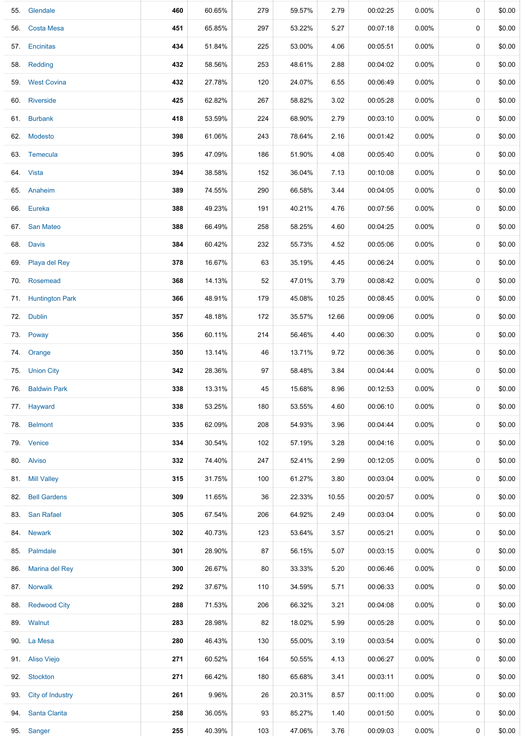| | | | | | | | | | | |
|---|---|---|---|---|---|---|---|---|---|---|
| 55. | Glendale | **460** | 60.65% | 279 | 59.57% | 2.79 | 00:02:25 | 0.00% | 0 | $0.00 |
| 56. | Costa Mesa | **451** | 65.85% | 297 | 53.22% | 5.27 | 00:07:18 | 0.00% | 0 | $0.00 |
| 57. | Encinitas | **434** | 51.84% | 225 | 53.00% | 4.06 | 00:05:51 | 0.00% | 0 | $0.00 |
| 58. | Redding | **432** | 58.56% | 253 | 48.61% | 2.88 | 00:04:02 | 0.00% | 0 | $0.00 |
| 59. | West Covina | **432** | 27.78% | 120 | 24.07% | 6.55 | 00:06:49 | 0.00% | 0 | $0.00 |
| 60. | Riverside | **425** | 62.82% | 267 | 58.82% | 3.02 | 00:05:28 | 0.00% | 0 | $0.00 |
| 61. | Burbank | **418** | 53.59% | 224 | 68.90% | 2.79 | 00:03:10 | 0.00% | 0 | $0.00 |
| 62. | Modesto | **398** | 61.06% | 243 | 78.64% | 2.16 | 00:01:42 | 0.00% | 0 | $0.00 |
| 63. | Temecula | **395** | 47.09% | 186 | 51.90% | 4.08 | 00:05:40 | 0.00% | 0 | $0.00 |
| 64. | Vista | **394** | 38.58% | 152 | 36.04% | 7.13 | 00:10:08 | 0.00% | 0 | $0.00 |
| 65. | Anaheim | **389** | 74.55% | 290 | 66.58% | 3.44 | 00:04:05 | 0.00% | 0 | $0.00 |
| 66. | Eureka | **388** | 49.23% | 191 | 40.21% | 4.76 | 00:07:56 | 0.00% | 0 | $0.00 |
| 67. | San Mateo | **388** | 66.49% | 258 | 58.25% | 4.60 | 00:04:25 | 0.00% | 0 | $0.00 |
| 68. | Davis | **384** | 60.42% | 232 | 55.73% | 4.52 | 00:05:06 | 0.00% | 0 | $0.00 |
| 69. | Playa del Rey | **378** | 16.67% | 63 | 35.19% | 4.45 | 00:06:24 | 0.00% | 0 | $0.00 |
| 70. | Rosemead | **368** | 14.13% | 52 | 47.01% | 3.79 | 00:08:42 | 0.00% | 0 | $0.00 |
| 71. | Huntington Park | **366** | 48.91% | 179 | 45.08% | 10.25 | 00:08:45 | 0.00% | 0 | $0.00 |
| 72. | Dublin | **357** | 48.18% | 172 | 35.57% | 12.66 | 00:09:06 | 0.00% | 0 | $0.00 |
| 73. | Poway | **356** | 60.11% | 214 | 56.46% | 4.40 | 00:06:30 | 0.00% | 0 | $0.00 |
| 74. | Orange | **350** | 13.14% | 46 | 13.71% | 9.72 | 00:06:36 | 0.00% | 0 | $0.00 |
| 75. | Union City | **342** | 28.36% | 97 | 58.48% | 3.84 | 00:04:44 | 0.00% | 0 | $0.00 |
| 76. | Baldwin Park | **338** | 13.31% | 45 | 15.68% | 8.96 | 00:12:53 | 0.00% | 0 | $0.00 |
| 77. | Hayward | **338** | 53.25% | 180 | 53.55% | 4.60 | 00:06:10 | 0.00% | 0 | $0.00 |
| 78. | Belmont | **335** | 62.09% | 208 | 54.93% | 3.96 | 00:04:44 | 0.00% | 0 | $0.00 |
| 79. | Venice | **334** | 30.54% | 102 | 57.19% | 3.28 | 00:04:16 | 0.00% | 0 | $0.00 |
| 80. | Alviso | **332** | 74.40% | 247 | 52.41% | 2.99 | 00:12:05 | 0.00% | 0 | $0.00 |
| 81. | Mill Valley | **315** | 31.75% | 100 | 61.27% | 3.80 | 00:03:04 | 0.00% | 0 | $0.00 |
| 82. | Bell Gardens | **309** | 11.65% | 36 | 22.33% | 10.55 | 00:20:57 | 0.00% | 0 | $0.00 |
| 83. | San Rafael | **305** | 67.54% | 206 | 64.92% | 2.49 | 00:03:04 | 0.00% | 0 | $0.00 |
| 84. | Newark | **302** | 40.73% | 123 | 53.64% | 3.57 | 00:05:21 | 0.00% | 0 | $0.00 |
| 85. | Palmdale | **301** | 28.90% | 87 | 56.15% | 5.07 | 00:03:15 | 0.00% | 0 | $0.00 |
| 86. | Marina del Rey | **300** | 26.67% | 80 | 33.33% | 5.20 | 00:06:46 | 0.00% | 0 | $0.00 |
| 87. | Norwalk | **292** | 37.67% | 110 | 34.59% | 5.71 | 00:06:33 | 0.00% | 0 | $0.00 |
| 88. | Redwood City | **288** | 71.53% | 206 | 66.32% | 3.21 | 00:04:08 | 0.00% | 0 | $0.00 |
| 89. | Walnut | **283** | 28.98% | 82 | 18.02% | 5.99 | 00:05:28 | 0.00% | 0 | $0.00 |
| 90. | La Mesa | **280** | 46.43% | 130 | 55.00% | 3.19 | 00:03:54 | 0.00% | 0 | $0.00 |
| 91. | Aliso Viejo | **271** | 60.52% | 164 | 50.55% | 4.13 | 00:06:27 | 0.00% | 0 | $0.00 |
| 92. | Stockton | **271** | 66.42% | 180 | 65.68% | 3.41 | 00:03:11 | 0.00% | 0 | $0.00 |
| 93. | City of Industry | **261** | 9.96% | 26 | 20.31% | 8.57 | 00:11:00 | 0.00% | 0 | $0.00 |
| 94. | Santa Clarita | **258** | 36.05% | 93 | 85.27% | 1.40 | 00:01:50 | 0.00% | 0 | $0.00 |
| 95. | Sanger | **255** | 40.39% | 103 | 47.06% | 3.76 | 00:09:03 | 0.00% | 0 | $0.00 |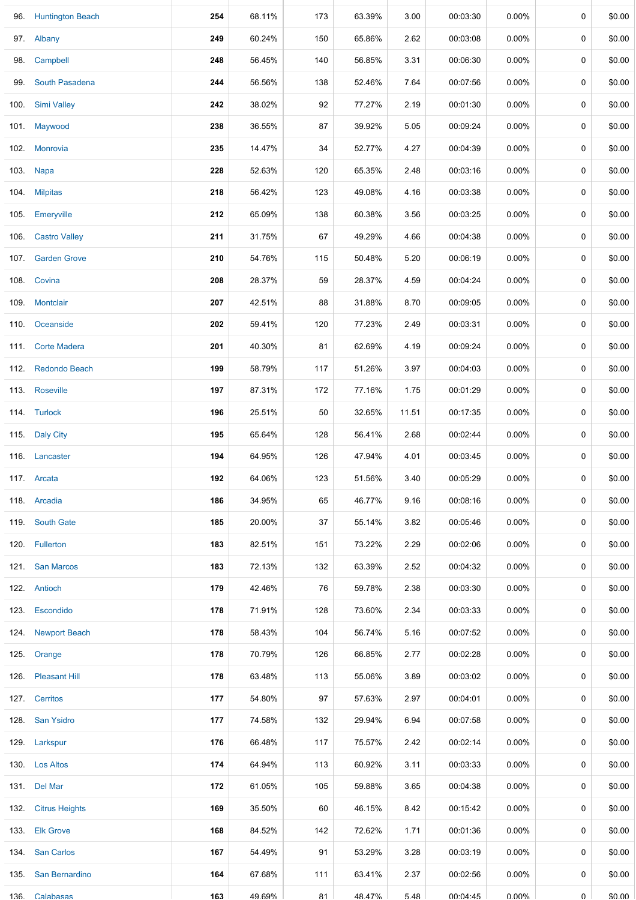| | | | | | | | | | | |
|---|---|---|---|---|---|---|---|---|---|---|
| 96. | Huntington Beach | **254** | 68.11% | 173 | 63.39% | 3.00 | 00:03:30 | 0.00% | 0 | $0.00 |
| 97. | Albany | **249** | 60.24% | 150 | 65.86% | 2.62 | 00:03:08 | 0.00% | 0 | $0.00 |
| 98. | Campbell | **248** | 56.45% | 140 | 56.85% | 3.31 | 00:06:30 | 0.00% | 0 | $0.00 |
| 99. | South Pasadena | **244** | 56.56% | 138 | 52.46% | 7.64 | 00:07:56 | 0.00% | 0 | $0.00 |
| 100. | Simi Valley | **242** | 38.02% | 92 | 77.27% | 2.19 | 00:01:30 | 0.00% | 0 | $0.00 |
| 101. | Maywood | **238** | 36.55% | 87 | 39.92% | 5.05 | 00:09:24 | 0.00% | 0 | $0.00 |
| 102. | Monrovia | **235** | 14.47% | 34 | 52.77% | 4.27 | 00:04:39 | 0.00% | 0 | $0.00 |
| 103. | Napa | **228** | 52.63% | 120 | 65.35% | 2.48 | 00:03:16 | 0.00% | 0 | $0.00 |
| 104. | Milpitas | **218** | 56.42% | 123 | 49.08% | 4.16 | 00:03:38 | 0.00% | 0 | $0.00 |
| 105. | Emeryville | **212** | 65.09% | 138 | 60.38% | 3.56 | 00:03:25 | 0.00% | 0 | $0.00 |
| 106. | Castro Valley | **211** | 31.75% | 67 | 49.29% | 4.66 | 00:04:38 | 0.00% | 0 | $0.00 |
| 107. | Garden Grove | **210** | 54.76% | 115 | 50.48% | 5.20 | 00:06:19 | 0.00% | 0 | $0.00 |
| 108. | Covina | **208** | 28.37% | 59 | 28.37% | 4.59 | 00:04:24 | 0.00% | 0 | $0.00 |
| 109. | Montclair | **207** | 42.51% | 88 | 31.88% | 8.70 | 00:09:05 | 0.00% | 0 | $0.00 |
| 110. | Oceanside | **202** | 59.41% | 120 | 77.23% | 2.49 | 00:03:31 | 0.00% | 0 | $0.00 |
| 111. | Corte Madera | **201** | 40.30% | 81 | 62.69% | 4.19 | 00:09:24 | 0.00% | 0 | $0.00 |
| 112. | Redondo Beach | **199** | 58.79% | 117 | 51.26% | 3.97 | 00:04:03 | 0.00% | 0 | $0.00 |
| 113. | Roseville | **197** | 87.31% | 172 | 77.16% | 1.75 | 00:01:29 | 0.00% | 0 | $0.00 |
| 114. | Turlock | **196** | 25.51% | 50 | 32.65% | 11.51 | 00:17:35 | 0.00% | 0 | $0.00 |
| 115. | Daly City | **195** | 65.64% | 128 | 56.41% | 2.68 | 00:02:44 | 0.00% | 0 | $0.00 |
| 116. | Lancaster | **194** | 64.95% | 126 | 47.94% | 4.01 | 00:03:45 | 0.00% | 0 | $0.00 |
| 117. | Arcata | **192** | 64.06% | 123 | 51.56% | 3.40 | 00:05:29 | 0.00% | 0 | $0.00 |
| 118. | Arcadia | **186** | 34.95% | 65 | 46.77% | 9.16 | 00:08:16 | 0.00% | 0 | $0.00 |
| 119. | South Gate | **185** | 20.00% | 37 | 55.14% | 3.82 | 00:05:46 | 0.00% | 0 | $0.00 |
| 120. | Fullerton | **183** | 82.51% | 151 | 73.22% | 2.29 | 00:02:06 | 0.00% | 0 | $0.00 |
| 121. | San Marcos | **183** | 72.13% | 132 | 63.39% | 2.52 | 00:04:32 | 0.00% | 0 | $0.00 |
| 122. | Antioch | **179** | 42.46% | 76 | 59.78% | 2.38 | 00:03:30 | 0.00% | 0 | $0.00 |
| 123. | Escondido | **178** | 71.91% | 128 | 73.60% | 2.34 | 00:03:33 | 0.00% | 0 | $0.00 |
| 124. | Newport Beach | **178** | 58.43% | 104 | 56.74% | 5.16 | 00:07:52 | 0.00% | 0 | $0.00 |
| 125. | Orange | **178** | 70.79% | 126 | 66.85% | 2.77 | 00:02:28 | 0.00% | 0 | $0.00 |
| 126. | Pleasant Hill | **178** | 63.48% | 113 | 55.06% | 3.89 | 00:03:02 | 0.00% | 0 | $0.00 |
| 127. | Cerritos | **177** | 54.80% | 97 | 57.63% | 2.97 | 00:04:01 | 0.00% | 0 | $0.00 |
| 128. | San Ysidro | **177** | 74.58% | 132 | 29.94% | 6.94 | 00:07:58 | 0.00% | 0 | $0.00 |
| 129. | Larkspur | **176** | 66.48% | 117 | 75.57% | 2.42 | 00:02:14 | 0.00% | 0 | $0.00 |
| 130. | Los Altos | **174** | 64.94% | 113 | 60.92% | 3.11 | 00:03:33 | 0.00% | 0 | $0.00 |
| 131. | Del Mar | **172** | 61.05% | 105 | 59.88% | 3.65 | 00:04:38 | 0.00% | 0 | $0.00 |
| 132. | Citrus Heights | **169** | 35.50% | 60 | 46.15% | 8.42 | 00:15:42 | 0.00% | 0 | $0.00 |
| 133. | Elk Grove | **168** | 84.52% | 142 | 72.62% | 1.71 | 00:01:36 | 0.00% | 0 | $0.00 |
| 134. | San Carlos | **167** | 54.49% | 91 | 53.29% | 3.28 | 00:03:19 | 0.00% | 0 | $0.00 |
| 135. | San Bernardino | **164** | 67.68% | 111 | 63.41% | 2.37 | 00:02:56 | 0.00% | 0 | $0.00 |
| 136. | Calabasas | **163** | 49.69% | 81 | 48.47% | 5.48 | 00:04:45 | 0.00% | 0 | $0.00 |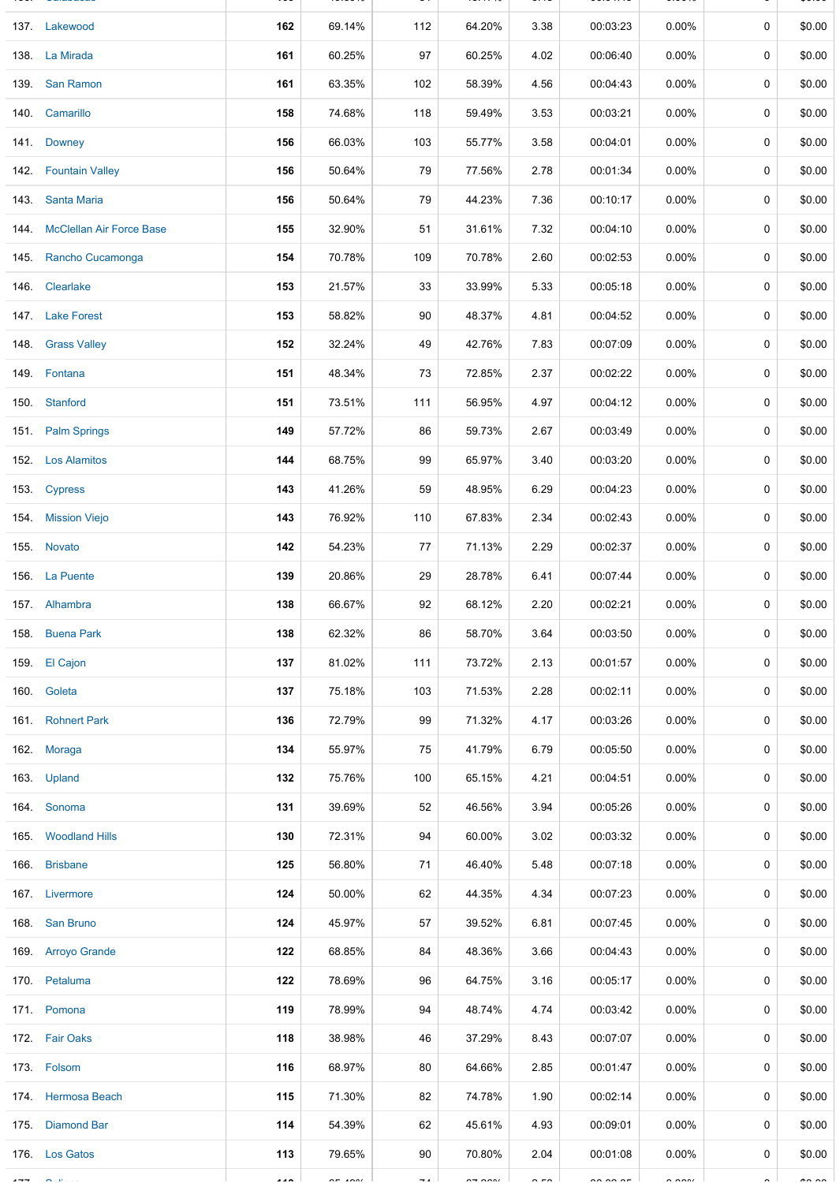| | | | | | | | | | | |
|---|---|---|---|---|---|---|---|---|---|---|
| 137. | Lakewood | 162 | 69.14% | 112 | 64.20% | 3.38 | 00:03:23 | 0.00% | 0 | $0.00 |
| 138. | La Mirada | 161 | 60.25% | 97 | 60.25% | 4.02 | 00:06:40 | 0.00% | 0 | $0.00 |
| 139. | San Ramon | 161 | 63.35% | 102 | 58.39% | 4.56 | 00:04:43 | 0.00% | 0 | $0.00 |
| 140. | Camarillo | 158 | 74.68% | 118 | 59.49% | 3.53 | 00:03:21 | 0.00% | 0 | $0.00 |
| 141. | Downey | 156 | 66.03% | 103 | 55.77% | 3.58 | 00:04:01 | 0.00% | 0 | $0.00 |
| 142. | Fountain Valley | 156 | 50.64% | 79 | 77.56% | 2.78 | 00:01:34 | 0.00% | 0 | $0.00 |
| 143. | Santa Maria | 156 | 50.64% | 79 | 44.23% | 7.36 | 00:10:17 | 0.00% | 0 | $0.00 |
| 144. | McClellan Air Force Base | 155 | 32.90% | 51 | 31.61% | 7.32 | 00:04:10 | 0.00% | 0 | $0.00 |
| 145. | Rancho Cucamonga | 154 | 70.78% | 109 | 70.78% | 2.60 | 00:02:53 | 0.00% | 0 | $0.00 |
| 146. | Clearlake | 153 | 21.57% | 33 | 33.99% | 5.33 | 00:05:18 | 0.00% | 0 | $0.00 |
| 147. | Lake Forest | 153 | 58.82% | 90 | 48.37% | 4.81 | 00:04:52 | 0.00% | 0 | $0.00 |
| 148. | Grass Valley | 152 | 32.24% | 49 | 42.76% | 7.83 | 00:07:09 | 0.00% | 0 | $0.00 |
| 149. | Fontana | 151 | 48.34% | 73 | 72.85% | 2.37 | 00:02:22 | 0.00% | 0 | $0.00 |
| 150. | Stanford | 151 | 73.51% | 111 | 56.95% | 4.97 | 00:04:12 | 0.00% | 0 | $0.00 |
| 151. | Palm Springs | 149 | 57.72% | 86 | 59.73% | 2.67 | 00:03:49 | 0.00% | 0 | $0.00 |
| 152. | Los Alamitos | 144 | 68.75% | 99 | 65.97% | 3.40 | 00:03:20 | 0.00% | 0 | $0.00 |
| 153. | Cypress | 143 | 41.26% | 59 | 48.95% | 6.29 | 00:04:23 | 0.00% | 0 | $0.00 |
| 154. | Mission Viejo | 143 | 76.92% | 110 | 67.83% | 2.34 | 00:02:43 | 0.00% | 0 | $0.00 |
| 155. | Novato | 142 | 54.23% | 77 | 71.13% | 2.29 | 00:02:37 | 0.00% | 0 | $0.00 |
| 156. | La Puente | 139 | 20.86% | 29 | 28.78% | 6.41 | 00:07:44 | 0.00% | 0 | $0.00 |
| 157. | Alhambra | 138 | 66.67% | 92 | 68.12% | 2.20 | 00:02:21 | 0.00% | 0 | $0.00 |
| 158. | Buena Park | 138 | 62.32% | 86 | 58.70% | 3.64 | 00:03:50 | 0.00% | 0 | $0.00 |
| 159. | El Cajon | 137 | 81.02% | 111 | 73.72% | 2.13 | 00:01:57 | 0.00% | 0 | $0.00 |
| 160. | Goleta | 137 | 75.18% | 103 | 71.53% | 2.28 | 00:02:11 | 0.00% | 0 | $0.00 |
| 161. | Rohnert Park | 136 | 72.79% | 99 | 71.32% | 4.17 | 00:03:26 | 0.00% | 0 | $0.00 |
| 162. | Moraga | 134 | 55.97% | 75 | 41.79% | 6.79 | 00:05:50 | 0.00% | 0 | $0.00 |
| 163. | Upland | 132 | 75.76% | 100 | 65.15% | 4.21 | 00:04:51 | 0.00% | 0 | $0.00 |
| 164. | Sonoma | 131 | 39.69% | 52 | 46.56% | 3.94 | 00:05:26 | 0.00% | 0 | $0.00 |
| 165. | Woodland Hills | 130 | 72.31% | 94 | 60.00% | 3.02 | 00:03:32 | 0.00% | 0 | $0.00 |
| 166. | Brisbane | 125 | 56.80% | 71 | 46.40% | 5.48 | 00:07:18 | 0.00% | 0 | $0.00 |
| 167. | Livermore | 124 | 50.00% | 62 | 44.35% | 4.34 | 00:07:23 | 0.00% | 0 | $0.00 |
| 168. | San Bruno | 124 | 45.97% | 57 | 39.52% | 6.81 | 00:07:45 | 0.00% | 0 | $0.00 |
| 169. | Arroyo Grande | 122 | 68.85% | 84 | 48.36% | 3.66 | 00:04:43 | 0.00% | 0 | $0.00 |
| 170. | Petaluma | 122 | 78.69% | 96 | 64.75% | 3.16 | 00:05:17 | 0.00% | 0 | $0.00 |
| 171. | Pomona | 119 | 78.99% | 94 | 48.74% | 4.74 | 00:03:42 | 0.00% | 0 | $0.00 |
| 172. | Fair Oaks | 118 | 38.98% | 46 | 37.29% | 8.43 | 00:07:07 | 0.00% | 0 | $0.00 |
| 173. | Folsom | 116 | 68.97% | 80 | 64.66% | 2.85 | 00:01:47 | 0.00% | 0 | $0.00 |
| 174. | Hermosa Beach | 115 | 71.30% | 82 | 74.78% | 1.90 | 00:02:14 | 0.00% | 0 | $0.00 |
| 175. | Diamond Bar | 114 | 54.39% | 62 | 45.61% | 4.93 | 00:09:01 | 0.00% | 0 | $0.00 |
| 176. | Los Gatos | 113 | 79.65% | 90 | 70.80% | 2.04 | 00:01:08 | 0.00% | 0 | $0.00 |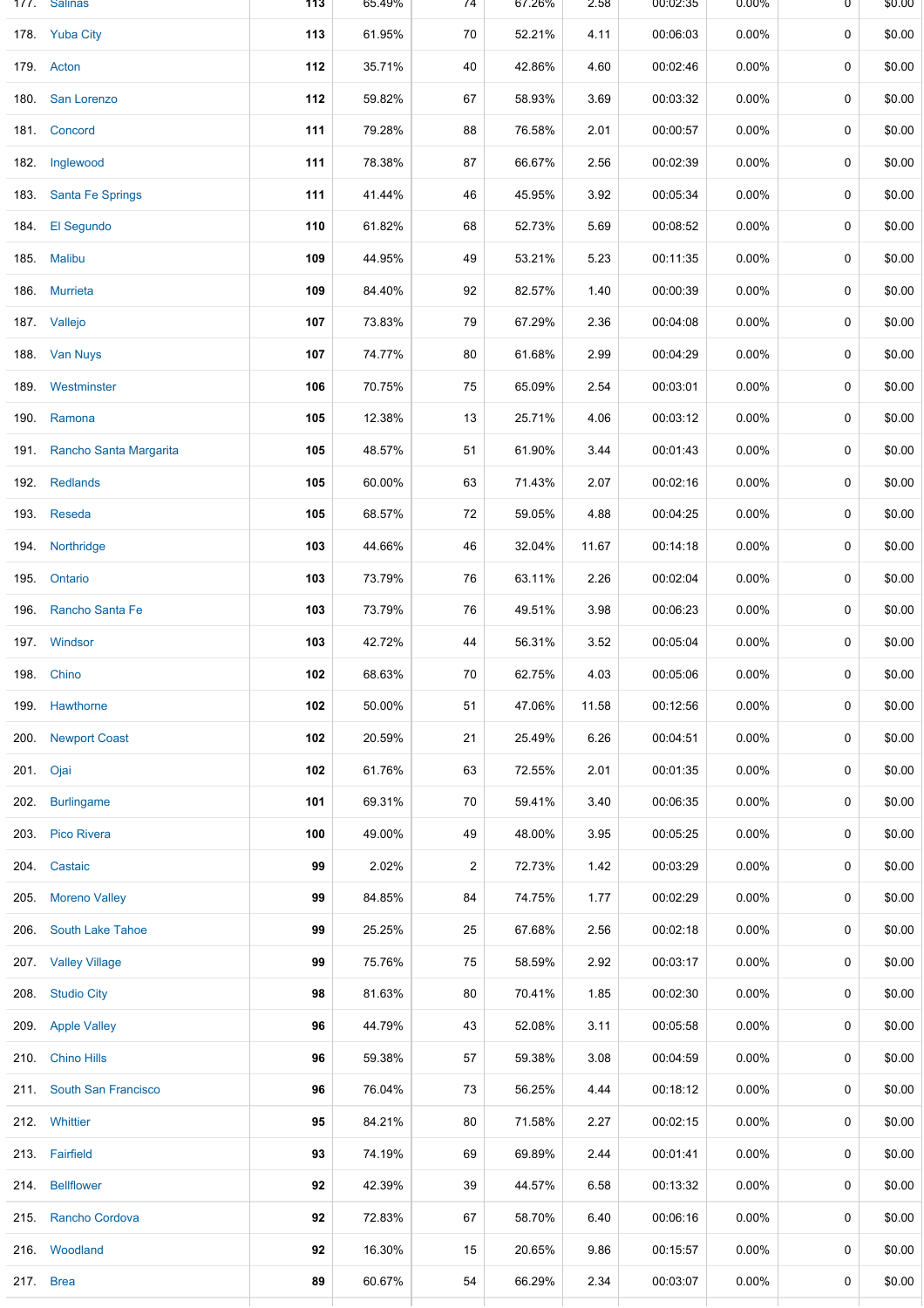| | | | | | | | | | |
|---|---|---|---|---|---|---|---|---|---|
| 177. | Salinas | 113 | 65.49% | 74 | 67.26% | 2.58 | 00:02:35 | 0.00% | 0 | $0.00 |
| 178. | Yuba City | 113 | 61.95% | 70 | 52.21% | 4.11 | 00:06:03 | 0.00% | 0 | $0.00 |
| 179. | Acton | 112 | 35.71% | 40 | 42.86% | 4.60 | 00:02:46 | 0.00% | 0 | $0.00 |
| 180. | San Lorenzo | 112 | 59.82% | 67 | 58.93% | 3.69 | 00:03:32 | 0.00% | 0 | $0.00 |
| 181. | Concord | 111 | 79.28% | 88 | 76.58% | 2.01 | 00:00:57 | 0.00% | 0 | $0.00 |
| 182. | Inglewood | 111 | 78.38% | 87 | 66.67% | 2.56 | 00:02:39 | 0.00% | 0 | $0.00 |
| 183. | Santa Fe Springs | 111 | 41.44% | 46 | 45.95% | 3.92 | 00:05:34 | 0.00% | 0 | $0.00 |
| 184. | El Segundo | 110 | 61.82% | 68 | 52.73% | 5.69 | 00:08:52 | 0.00% | 0 | $0.00 |
| 185. | Malibu | 109 | 44.95% | 49 | 53.21% | 5.23 | 00:11:35 | 0.00% | 0 | $0.00 |
| 186. | Murrieta | 109 | 84.40% | 92 | 82.57% | 1.40 | 00:00:39 | 0.00% | 0 | $0.00 |
| 187. | Vallejo | 107 | 73.83% | 79 | 67.29% | 2.36 | 00:04:08 | 0.00% | 0 | $0.00 |
| 188. | Van Nuys | 107 | 74.77% | 80 | 61.68% | 2.99 | 00:04:29 | 0.00% | 0 | $0.00 |
| 189. | Westminster | 106 | 70.75% | 75 | 65.09% | 2.54 | 00:03:01 | 0.00% | 0 | $0.00 |
| 190. | Ramona | 105 | 12.38% | 13 | 25.71% | 4.06 | 00:03:12 | 0.00% | 0 | $0.00 |
| 191. | Rancho Santa Margarita | 105 | 48.57% | 51 | 61.90% | 3.44 | 00:01:43 | 0.00% | 0 | $0.00 |
| 192. | Redlands | 105 | 60.00% | 63 | 71.43% | 2.07 | 00:02:16 | 0.00% | 0 | $0.00 |
| 193. | Reseda | 105 | 68.57% | 72 | 59.05% | 4.88 | 00:04:25 | 0.00% | 0 | $0.00 |
| 194. | Northridge | 103 | 44.66% | 46 | 32.04% | 11.67 | 00:14:18 | 0.00% | 0 | $0.00 |
| 195. | Ontario | 103 | 73.79% | 76 | 63.11% | 2.26 | 00:02:04 | 0.00% | 0 | $0.00 |
| 196. | Rancho Santa Fe | 103 | 73.79% | 76 | 49.51% | 3.98 | 00:06:23 | 0.00% | 0 | $0.00 |
| 197. | Windsor | 103 | 42.72% | 44 | 56.31% | 3.52 | 00:05:04 | 0.00% | 0 | $0.00 |
| 198. | Chino | 102 | 68.63% | 70 | 62.75% | 4.03 | 00:05:06 | 0.00% | 0 | $0.00 |
| 199. | Hawthorne | 102 | 50.00% | 51 | 47.06% | 11.58 | 00:12:56 | 0.00% | 0 | $0.00 |
| 200. | Newport Coast | 102 | 20.59% | 21 | 25.49% | 6.26 | 00:04:51 | 0.00% | 0 | $0.00 |
| 201. | Ojai | 102 | 61.76% | 63 | 72.55% | 2.01 | 00:01:35 | 0.00% | 0 | $0.00 |
| 202. | Burlingame | 101 | 69.31% | 70 | 59.41% | 3.40 | 00:06:35 | 0.00% | 0 | $0.00 |
| 203. | Pico Rivera | 100 | 49.00% | 49 | 48.00% | 3.95 | 00:05:25 | 0.00% | 0 | $0.00 |
| 204. | Castaic | 99 | 2.02% | 2 | 72.73% | 1.42 | 00:03:29 | 0.00% | 0 | $0.00 |
| 205. | Moreno Valley | 99 | 84.85% | 84 | 74.75% | 1.77 | 00:02:29 | 0.00% | 0 | $0.00 |
| 206. | South Lake Tahoe | 99 | 25.25% | 25 | 67.68% | 2.56 | 00:02:18 | 0.00% | 0 | $0.00 |
| 207. | Valley Village | 99 | 75.76% | 75 | 58.59% | 2.92 | 00:03:17 | 0.00% | 0 | $0.00 |
| 208. | Studio City | 98 | 81.63% | 80 | 70.41% | 1.85 | 00:02:30 | 0.00% | 0 | $0.00 |
| 209. | Apple Valley | 96 | 44.79% | 43 | 52.08% | 3.11 | 00:05:58 | 0.00% | 0 | $0.00 |
| 210. | Chino Hills | 96 | 59.38% | 57 | 59.38% | 3.08 | 00:04:59 | 0.00% | 0 | $0.00 |
| 211. | South San Francisco | 96 | 76.04% | 73 | 56.25% | 4.44 | 00:18:12 | 0.00% | 0 | $0.00 |
| 212. | Whittier | 95 | 84.21% | 80 | 71.58% | 2.27 | 00:02:15 | 0.00% | 0 | $0.00 |
| 213. | Fairfield | 93 | 74.19% | 69 | 69.89% | 2.44 | 00:01:41 | 0.00% | 0 | $0.00 |
| 214. | Bellflower | 92 | 42.39% | 39 | 44.57% | 6.58 | 00:13:32 | 0.00% | 0 | $0.00 |
| 215. | Rancho Cordova | 92 | 72.83% | 67 | 58.70% | 6.40 | 00:06:16 | 0.00% | 0 | $0.00 |
| 216. | Woodland | 92 | 16.30% | 15 | 20.65% | 9.86 | 00:15:57 | 0.00% | 0 | $0.00 |
| 217. | Brea | 89 | 60.67% | 54 | 66.29% | 2.34 | 00:03:07 | 0.00% | 0 | $0.00 |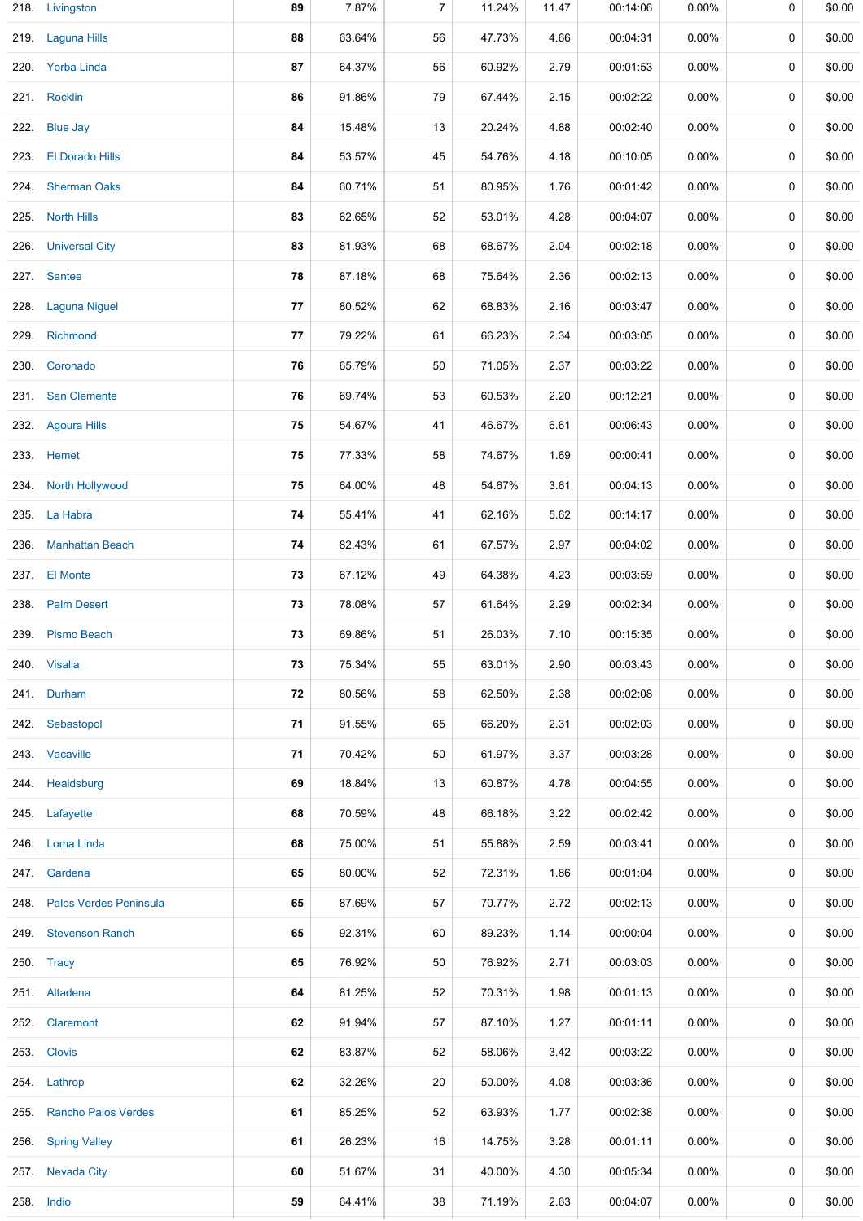| | | | | | | | | | |
|---|---|---|---|---|---|---|---|---|---|
| 218. | Livingston | **89** | 7.87% | 7 | 11.24% | 11.47 | 00:14:06 | 0.00% | 0 | $0.00 |
| 219. | Laguna Hills | **88** | 63.64% | 56 | 47.73% | 4.66 | 00:04:31 | 0.00% | 0 | $0.00 |
| 220. | Yorba Linda | **87** | 64.37% | 56 | 60.92% | 2.79 | 00:01:53 | 0.00% | 0 | $0.00 |
| 221. | Rocklin | **86** | 91.86% | 79 | 67.44% | 2.15 | 00:02:22 | 0.00% | 0 | $0.00 |
| 222. | Blue Jay | **84** | 15.48% | 13 | 20.24% | 4.88 | 00:02:40 | 0.00% | 0 | $0.00 |
| 223. | El Dorado Hills | **84** | 53.57% | 45 | 54.76% | 4.18 | 00:10:05 | 0.00% | 0 | $0.00 |
| 224. | Sherman Oaks | **84** | 60.71% | 51 | 80.95% | 1.76 | 00:01:42 | 0.00% | 0 | $0.00 |
| 225. | North Hills | **83** | 62.65% | 52 | 53.01% | 4.28 | 00:04:07 | 0.00% | 0 | $0.00 |
| 226. | Universal City | **83** | 81.93% | 68 | 68.67% | 2.04 | 00:02:18 | 0.00% | 0 | $0.00 |
| 227. | Santee | **78** | 87.18% | 68 | 75.64% | 2.36 | 00:02:13 | 0.00% | 0 | $0.00 |
| 228. | Laguna Niguel | **77** | 80.52% | 62 | 68.83% | 2.16 | 00:03:47 | 0.00% | 0 | $0.00 |
| 229. | Richmond | **77** | 79.22% | 61 | 66.23% | 2.34 | 00:03:05 | 0.00% | 0 | $0.00 |
| 230. | Coronado | **76** | 65.79% | 50 | 71.05% | 2.37 | 00:03:22 | 0.00% | 0 | $0.00 |
| 231. | San Clemente | **76** | 69.74% | 53 | 60.53% | 2.20 | 00:12:21 | 0.00% | 0 | $0.00 |
| 232. | Agoura Hills | **75** | 54.67% | 41 | 46.67% | 6.61 | 00:06:43 | 0.00% | 0 | $0.00 |
| 233. | Hemet | **75** | 77.33% | 58 | 74.67% | 1.69 | 00:00:41 | 0.00% | 0 | $0.00 |
| 234. | North Hollywood | **75** | 64.00% | 48 | 54.67% | 3.61 | 00:04:13 | 0.00% | 0 | $0.00 |
| 235. | La Habra | **74** | 55.41% | 41 | 62.16% | 5.62 | 00:14:17 | 0.00% | 0 | $0.00 |
| 236. | Manhattan Beach | **74** | 82.43% | 61 | 67.57% | 2.97 | 00:04:02 | 0.00% | 0 | $0.00 |
| 237. | El Monte | **73** | 67.12% | 49 | 64.38% | 4.23 | 00:03:59 | 0.00% | 0 | $0.00 |
| 238. | Palm Desert | **73** | 78.08% | 57 | 61.64% | 2.29 | 00:02:34 | 0.00% | 0 | $0.00 |
| 239. | Pismo Beach | **73** | 69.86% | 51 | 26.03% | 7.10 | 00:15:35 | 0.00% | 0 | $0.00 |
| 240. | Visalia | **73** | 75.34% | 55 | 63.01% | 2.90 | 00:03:43 | 0.00% | 0 | $0.00 |
| 241. | Durham | **72** | 80.56% | 58 | 62.50% | 2.38 | 00:02:08 | 0.00% | 0 | $0.00 |
| 242. | Sebastopol | **71** | 91.55% | 65 | 66.20% | 2.31 | 00:02:03 | 0.00% | 0 | $0.00 |
| 243. | Vacaville | **71** | 70.42% | 50 | 61.97% | 3.37 | 00:03:28 | 0.00% | 0 | $0.00 |
| 244. | Healdsburg | **69** | 18.84% | 13 | 60.87% | 4.78 | 00:04:55 | 0.00% | 0 | $0.00 |
| 245. | Lafayette | **68** | 70.59% | 48 | 66.18% | 3.22 | 00:02:42 | 0.00% | 0 | $0.00 |
| 246. | Loma Linda | **68** | 75.00% | 51 | 55.88% | 2.59 | 00:03:41 | 0.00% | 0 | $0.00 |
| 247. | Gardena | **65** | 80.00% | 52 | 72.31% | 1.86 | 00:01:04 | 0.00% | 0 | $0.00 |
| 248. | Palos Verdes Peninsula | **65** | 87.69% | 57 | 70.77% | 2.72 | 00:02:13 | 0.00% | 0 | $0.00 |
| 249. | Stevenson Ranch | **65** | 92.31% | 60 | 89.23% | 1.14 | 00:00:04 | 0.00% | 0 | $0.00 |
| 250. | Tracy | **65** | 76.92% | 50 | 76.92% | 2.71 | 00:03:03 | 0.00% | 0 | $0.00 |
| 251. | Altadena | **64** | 81.25% | 52 | 70.31% | 1.98 | 00:01:13 | 0.00% | 0 | $0.00 |
| 252. | Claremont | **62** | 91.94% | 57 | 87.10% | 1.27 | 00:01:11 | 0.00% | 0 | $0.00 |
| 253. | Clovis | **62** | 83.87% | 52 | 58.06% | 3.42 | 00:03:22 | 0.00% | 0 | $0.00 |
| 254. | Lathrop | **62** | 32.26% | 20 | 50.00% | 4.08 | 00:03:36 | 0.00% | 0 | $0.00 |
| 255. | Rancho Palos Verdes | **61** | 85.25% | 52 | 63.93% | 1.77 | 00:02:38 | 0.00% | 0 | $0.00 |
| 256. | Spring Valley | **61** | 26.23% | 16 | 14.75% | 3.28 | 00:01:11 | 0.00% | 0 | $0.00 |
| 257. | Nevada City | **60** | 51.67% | 31 | 40.00% | 4.30 | 00:05:34 | 0.00% | 0 | $0.00 |
| 258. | Indio | **59** | 64.41% | 38 | 71.19% | 2.63 | 00:04:07 | 0.00% | 0 | $0.00 |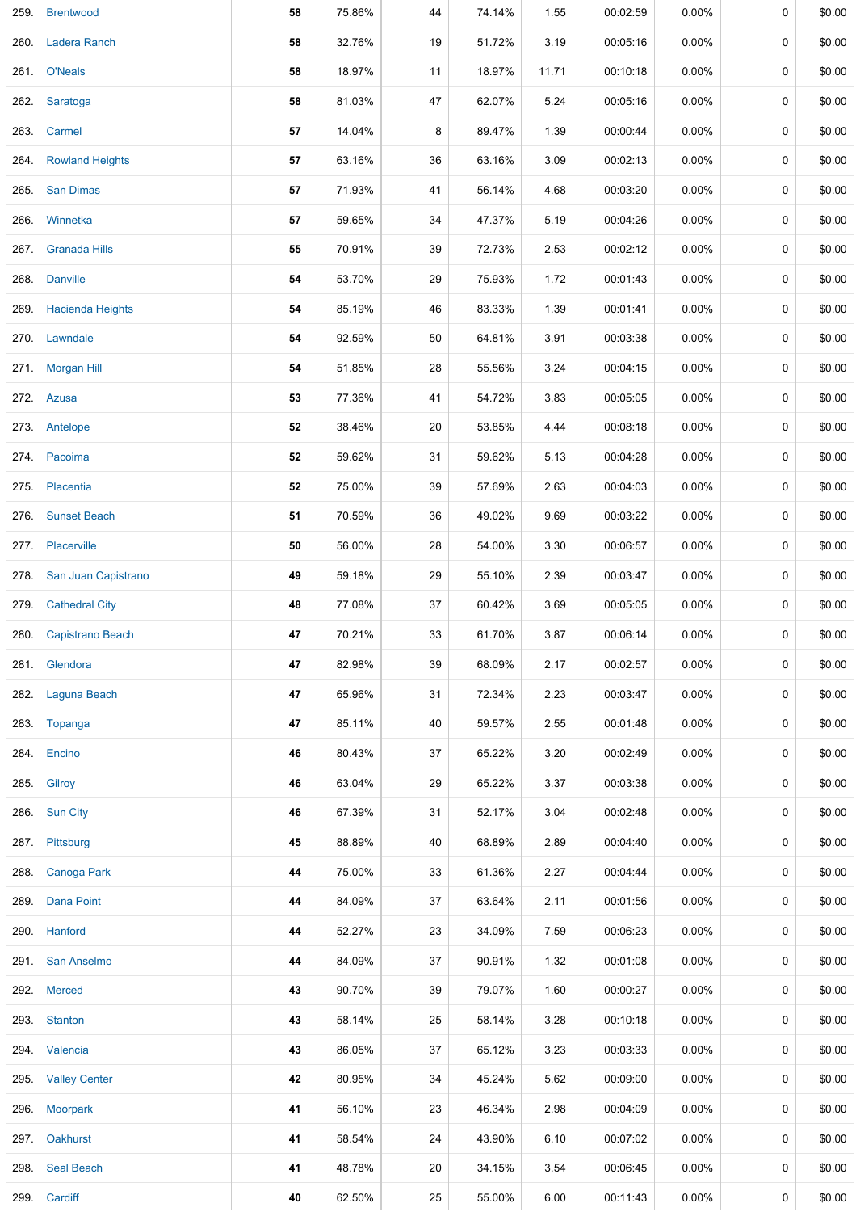| | | | | | | | | | | |
|---|---|---|---|---|---|---|---|---|---|---|
| 259. | Brentwood | 58 | 75.86% | 44 | 74.14% | 1.55 | 00:02:59 | 0.00% | 0 | $0.00 |
| 260. | Ladera Ranch | 58 | 32.76% | 19 | 51.72% | 3.19 | 00:05:16 | 0.00% | 0 | $0.00 |
| 261. | O'Neals | 58 | 18.97% | 11 | 18.97% | 11.71 | 00:10:18 | 0.00% | 0 | $0.00 |
| 262. | Saratoga | 58 | 81.03% | 47 | 62.07% | 5.24 | 00:05:16 | 0.00% | 0 | $0.00 |
| 263. | Carmel | 57 | 14.04% | 8 | 89.47% | 1.39 | 00:00:44 | 0.00% | 0 | $0.00 |
| 264. | Rowland Heights | 57 | 63.16% | 36 | 63.16% | 3.09 | 00:02:13 | 0.00% | 0 | $0.00 |
| 265. | San Dimas | 57 | 71.93% | 41 | 56.14% | 4.68 | 00:03:20 | 0.00% | 0 | $0.00 |
| 266. | Winnetka | 57 | 59.65% | 34 | 47.37% | 5.19 | 00:04:26 | 0.00% | 0 | $0.00 |
| 267. | Granada Hills | 55 | 70.91% | 39 | 72.73% | 2.53 | 00:02:12 | 0.00% | 0 | $0.00 |
| 268. | Danville | 54 | 53.70% | 29 | 75.93% | 1.72 | 00:01:43 | 0.00% | 0 | $0.00 |
| 269. | Hacienda Heights | 54 | 85.19% | 46 | 83.33% | 1.39 | 00:01:41 | 0.00% | 0 | $0.00 |
| 270. | Lawndale | 54 | 92.59% | 50 | 64.81% | 3.91 | 00:03:38 | 0.00% | 0 | $0.00 |
| 271. | Morgan Hill | 54 | 51.85% | 28 | 55.56% | 3.24 | 00:04:15 | 0.00% | 0 | $0.00 |
| 272. | Azusa | 53 | 77.36% | 41 | 54.72% | 3.83 | 00:05:05 | 0.00% | 0 | $0.00 |
| 273. | Antelope | 52 | 38.46% | 20 | 53.85% | 4.44 | 00:08:18 | 0.00% | 0 | $0.00 |
| 274. | Pacoima | 52 | 59.62% | 31 | 59.62% | 5.13 | 00:04:28 | 0.00% | 0 | $0.00 |
| 275. | Placentia | 52 | 75.00% | 39 | 57.69% | 2.63 | 00:04:03 | 0.00% | 0 | $0.00 |
| 276. | Sunset Beach | 51 | 70.59% | 36 | 49.02% | 9.69 | 00:03:22 | 0.00% | 0 | $0.00 |
| 277. | Placerville | 50 | 56.00% | 28 | 54.00% | 3.30 | 00:06:57 | 0.00% | 0 | $0.00 |
| 278. | San Juan Capistrano | 49 | 59.18% | 29 | 55.10% | 2.39 | 00:03:47 | 0.00% | 0 | $0.00 |
| 279. | Cathedral City | 48 | 77.08% | 37 | 60.42% | 3.69 | 00:05:05 | 0.00% | 0 | $0.00 |
| 280. | Capistrano Beach | 47 | 70.21% | 33 | 61.70% | 3.87 | 00:06:14 | 0.00% | 0 | $0.00 |
| 281. | Glendora | 47 | 82.98% | 39 | 68.09% | 2.17 | 00:02:57 | 0.00% | 0 | $0.00 |
| 282. | Laguna Beach | 47 | 65.96% | 31 | 72.34% | 2.23 | 00:03:47 | 0.00% | 0 | $0.00 |
| 283. | Topanga | 47 | 85.11% | 40 | 59.57% | 2.55 | 00:01:48 | 0.00% | 0 | $0.00 |
| 284. | Encino | 46 | 80.43% | 37 | 65.22% | 3.20 | 00:02:49 | 0.00% | 0 | $0.00 |
| 285. | Gilroy | 46 | 63.04% | 29 | 65.22% | 3.37 | 00:03:38 | 0.00% | 0 | $0.00 |
| 286. | Sun City | 46 | 67.39% | 31 | 52.17% | 3.04 | 00:02:48 | 0.00% | 0 | $0.00 |
| 287. | Pittsburg | 45 | 88.89% | 40 | 68.89% | 2.89 | 00:04:40 | 0.00% | 0 | $0.00 |
| 288. | Canoga Park | 44 | 75.00% | 33 | 61.36% | 2.27 | 00:04:44 | 0.00% | 0 | $0.00 |
| 289. | Dana Point | 44 | 84.09% | 37 | 63.64% | 2.11 | 00:01:56 | 0.00% | 0 | $0.00 |
| 290. | Hanford | 44 | 52.27% | 23 | 34.09% | 7.59 | 00:06:23 | 0.00% | 0 | $0.00 |
| 291. | San Anselmo | 44 | 84.09% | 37 | 90.91% | 1.32 | 00:01:08 | 0.00% | 0 | $0.00 |
| 292. | Merced | 43 | 90.70% | 39 | 79.07% | 1.60 | 00:00:27 | 0.00% | 0 | $0.00 |
| 293. | Stanton | 43 | 58.14% | 25 | 58.14% | 3.28 | 00:10:18 | 0.00% | 0 | $0.00 |
| 294. | Valencia | 43 | 86.05% | 37 | 65.12% | 3.23 | 00:03:33 | 0.00% | 0 | $0.00 |
| 295. | Valley Center | 42 | 80.95% | 34 | 45.24% | 5.62 | 00:09:00 | 0.00% | 0 | $0.00 |
| 296. | Moorpark | 41 | 56.10% | 23 | 46.34% | 2.98 | 00:04:09 | 0.00% | 0 | $0.00 |
| 297. | Oakhurst | 41 | 58.54% | 24 | 43.90% | 6.10 | 00:07:02 | 0.00% | 0 | $0.00 |
| 298. | Seal Beach | 41 | 48.78% | 20 | 34.15% | 3.54 | 00:06:45 | 0.00% | 0 | $0.00 |
| 299. | Cardiff | 40 | 62.50% | 25 | 55.00% | 6.00 | 00:11:43 | 0.00% | 0 | $0.00 |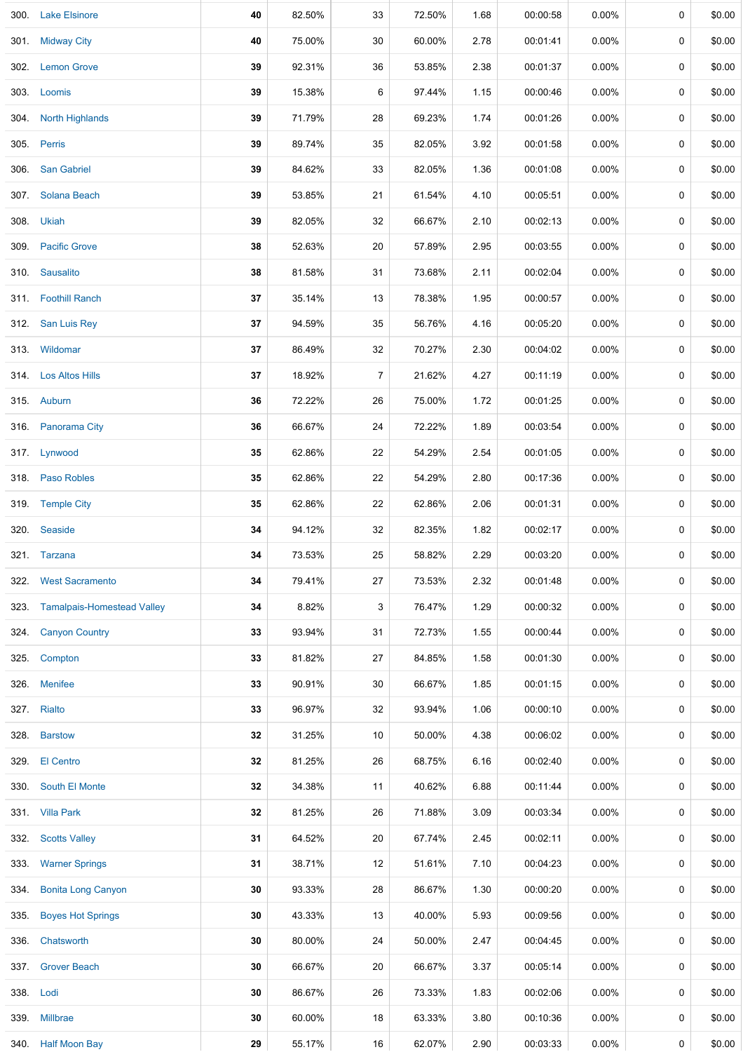| | | | | | | | | | |
|---|---|---|---|---|---|---|---|---|---|
| 300. | Lake Elsinore | **40** | 82.50% | 33 | 72.50% | 1.68 | 00:00:58 | 0.00% | 0 | $0.00 |
| 301. | Midway City | **40** | 75.00% | 30 | 60.00% | 2.78 | 00:01:41 | 0.00% | 0 | $0.00 |
| 302. | Lemon Grove | **39** | 92.31% | 36 | 53.85% | 2.38 | 00:01:37 | 0.00% | 0 | $0.00 |
| 303. | Loomis | **39** | 15.38% | 6 | 97.44% | 1.15 | 00:00:46 | 0.00% | 0 | $0.00 |
| 304. | North Highlands | **39** | 71.79% | 28 | 69.23% | 1.74 | 00:01:26 | 0.00% | 0 | $0.00 |
| 305. | Perris | **39** | 89.74% | 35 | 82.05% | 3.92 | 00:01:58 | 0.00% | 0 | $0.00 |
| 306. | San Gabriel | **39** | 84.62% | 33 | 82.05% | 1.36 | 00:01:08 | 0.00% | 0 | $0.00 |
| 307. | Solana Beach | **39** | 53.85% | 21 | 61.54% | 4.10 | 00:05:51 | 0.00% | 0 | $0.00 |
| 308. | Ukiah | **39** | 82.05% | 32 | 66.67% | 2.10 | 00:02:13 | 0.00% | 0 | $0.00 |
| 309. | Pacific Grove | **38** | 52.63% | 20 | 57.89% | 2.95 | 00:03:55 | 0.00% | 0 | $0.00 |
| 310. | Sausalito | **38** | 81.58% | 31 | 73.68% | 2.11 | 00:02:04 | 0.00% | 0 | $0.00 |
| 311. | Foothill Ranch | **37** | 35.14% | 13 | 78.38% | 1.95 | 00:00:57 | 0.00% | 0 | $0.00 |
| 312. | San Luis Rey | **37** | 94.59% | 35 | 56.76% | 4.16 | 00:05:20 | 0.00% | 0 | $0.00 |
| 313. | Wildomar | **37** | 86.49% | 32 | 70.27% | 2.30 | 00:04:02 | 0.00% | 0 | $0.00 |
| 314. | Los Altos Hills | **37** | 18.92% | 7 | 21.62% | 4.27 | 00:11:19 | 0.00% | 0 | $0.00 |
| 315. | Auburn | **36** | 72.22% | 26 | 75.00% | 1.72 | 00:01:25 | 0.00% | 0 | $0.00 |
| 316. | Panorama City | **36** | 66.67% | 24 | 72.22% | 1.89 | 00:03:54 | 0.00% | 0 | $0.00 |
| 317. | Lynwood | **35** | 62.86% | 22 | 54.29% | 2.54 | 00:01:05 | 0.00% | 0 | $0.00 |
| 318. | Paso Robles | **35** | 62.86% | 22 | 54.29% | 2.80 | 00:17:36 | 0.00% | 0 | $0.00 |
| 319. | Temple City | **35** | 62.86% | 22 | 62.86% | 2.06 | 00:01:31 | 0.00% | 0 | $0.00 |
| 320. | Seaside | **34** | 94.12% | 32 | 82.35% | 1.82 | 00:02:17 | 0.00% | 0 | $0.00 |
| 321. | Tarzana | **34** | 73.53% | 25 | 58.82% | 2.29 | 00:03:20 | 0.00% | 0 | $0.00 |
| 322. | West Sacramento | **34** | 79.41% | 27 | 73.53% | 2.32 | 00:01:48 | 0.00% | 0 | $0.00 |
| 323. | Tamalpais-Homestead Valley | **34** | 8.82% | 3 | 76.47% | 1.29 | 00:00:32 | 0.00% | 0 | $0.00 |
| 324. | Canyon Country | **33** | 93.94% | 31 | 72.73% | 1.55 | 00:00:44 | 0.00% | 0 | $0.00 |
| 325. | Compton | **33** | 81.82% | 27 | 84.85% | 1.58 | 00:01:30 | 0.00% | 0 | $0.00 |
| 326. | Menifee | **33** | 90.91% | 30 | 66.67% | 1.85 | 00:01:15 | 0.00% | 0 | $0.00 |
| 327. | Rialto | **33** | 96.97% | 32 | 93.94% | 1.06 | 00:00:10 | 0.00% | 0 | $0.00 |
| 328. | Barstow | **32** | 31.25% | 10 | 50.00% | 4.38 | 00:06:02 | 0.00% | 0 | $0.00 |
| 329. | El Centro | **32** | 81.25% | 26 | 68.75% | 6.16 | 00:02:40 | 0.00% | 0 | $0.00 |
| 330. | South El Monte | **32** | 34.38% | 11 | 40.62% | 6.88 | 00:11:44 | 0.00% | 0 | $0.00 |
| 331. | Villa Park | **32** | 81.25% | 26 | 71.88% | 3.09 | 00:03:34 | 0.00% | 0 | $0.00 |
| 332. | Scotts Valley | **31** | 64.52% | 20 | 67.74% | 2.45 | 00:02:11 | 0.00% | 0 | $0.00 |
| 333. | Warner Springs | **31** | 38.71% | 12 | 51.61% | 7.10 | 00:04:23 | 0.00% | 0 | $0.00 |
| 334. | Bonita Long Canyon | **30** | 93.33% | 28 | 86.67% | 1.30 | 00:00:20 | 0.00% | 0 | $0.00 |
| 335. | Boyes Hot Springs | **30** | 43.33% | 13 | 40.00% | 5.93 | 00:09:56 | 0.00% | 0 | $0.00 |
| 336. | Chatsworth | **30** | 80.00% | 24 | 50.00% | 2.47 | 00:04:45 | 0.00% | 0 | $0.00 |
| 337. | Grover Beach | **30** | 66.67% | 20 | 66.67% | 3.37 | 00:05:14 | 0.00% | 0 | $0.00 |
| 338. | Lodi | **30** | 86.67% | 26 | 73.33% | 1.83 | 00:02:06 | 0.00% | 0 | $0.00 |
| 339. | Millbrae | **30** | 60.00% | 18 | 63.33% | 3.80 | 00:10:36 | 0.00% | 0 | $0.00 |
| 340. | Half Moon Bay | **29** | 55.17% | 16 | 62.07% | 2.90 | 00:03:33 | 0.00% | 0 | $0.00 |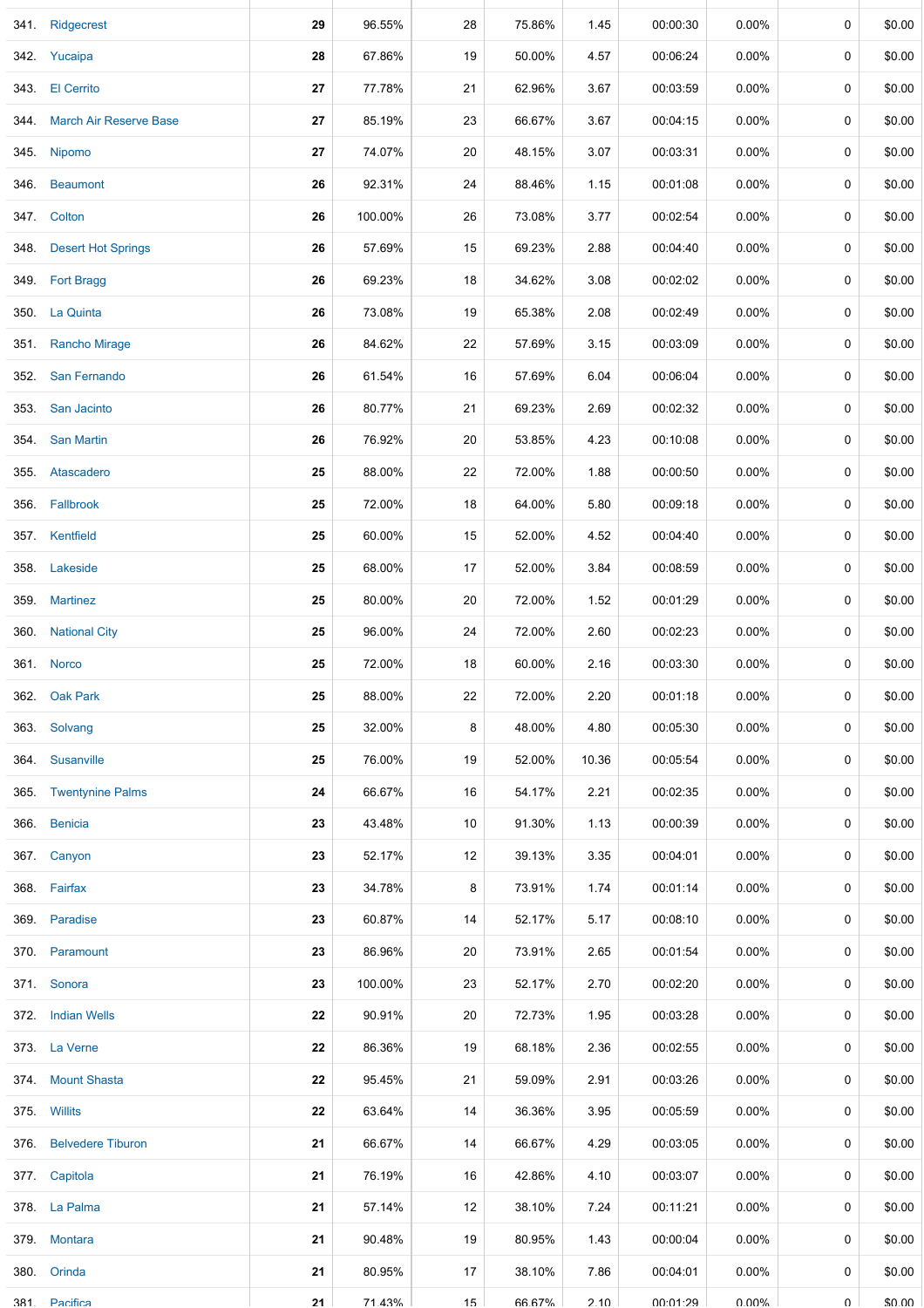| | | | | | | | | | | |
|---|---|---|---|---|---|---|---|---|---|---|
| 341. | Ridgecrest | **29** | 96.55% | 28 | 75.86% | 1.45 | 00:00:30 | 0.00% | 0 | $0.00 |
| 342. | Yucaipa | **28** | 67.86% | 19 | 50.00% | 4.57 | 00:06:24 | 0.00% | 0 | $0.00 |
| 343. | El Cerrito | **27** | 77.78% | 21 | 62.96% | 3.67 | 00:03:59 | 0.00% | 0 | $0.00 |
| 344. | March Air Reserve Base | **27** | 85.19% | 23 | 66.67% | 3.67 | 00:04:15 | 0.00% | 0 | $0.00 |
| 345. | Nipomo | **27** | 74.07% | 20 | 48.15% | 3.07 | 00:03:31 | 0.00% | 0 | $0.00 |
| 346. | Beaumont | **26** | 92.31% | 24 | 88.46% | 1.15 | 00:01:08 | 0.00% | 0 | $0.00 |
| 347. | Colton | **26** | 100.00% | 26 | 73.08% | 3.77 | 00:02:54 | 0.00% | 0 | $0.00 |
| 348. | Desert Hot Springs | **26** | 57.69% | 15 | 69.23% | 2.88 | 00:04:40 | 0.00% | 0 | $0.00 |
| 349. | Fort Bragg | **26** | 69.23% | 18 | 34.62% | 3.08 | 00:02:02 | 0.00% | 0 | $0.00 |
| 350. | La Quinta | **26** | 73.08% | 19 | 65.38% | 2.08 | 00:02:49 | 0.00% | 0 | $0.00 |
| 351. | Rancho Mirage | **26** | 84.62% | 22 | 57.69% | 3.15 | 00:03:09 | 0.00% | 0 | $0.00 |
| 352. | San Fernando | **26** | 61.54% | 16 | 57.69% | 6.04 | 00:06:04 | 0.00% | 0 | $0.00 |
| 353. | San Jacinto | **26** | 80.77% | 21 | 69.23% | 2.69 | 00:02:32 | 0.00% | 0 | $0.00 |
| 354. | San Martin | **26** | 76.92% | 20 | 53.85% | 4.23 | 00:10:08 | 0.00% | 0 | $0.00 |
| 355. | Atascadero | **25** | 88.00% | 22 | 72.00% | 1.88 | 00:00:50 | 0.00% | 0 | $0.00 |
| 356. | Fallbrook | **25** | 72.00% | 18 | 64.00% | 5.80 | 00:09:18 | 0.00% | 0 | $0.00 |
| 357. | Kentfield | **25** | 60.00% | 15 | 52.00% | 4.52 | 00:04:40 | 0.00% | 0 | $0.00 |
| 358. | Lakeside | **25** | 68.00% | 17 | 52.00% | 3.84 | 00:08:59 | 0.00% | 0 | $0.00 |
| 359. | Martinez | **25** | 80.00% | 20 | 72.00% | 1.52 | 00:01:29 | 0.00% | 0 | $0.00 |
| 360. | National City | **25** | 96.00% | 24 | 72.00% | 2.60 | 00:02:23 | 0.00% | 0 | $0.00 |
| 361. | Norco | **25** | 72.00% | 18 | 60.00% | 2.16 | 00:03:30 | 0.00% | 0 | $0.00 |
| 362. | Oak Park | **25** | 88.00% | 22 | 72.00% | 2.20 | 00:01:18 | 0.00% | 0 | $0.00 |
| 363. | Solvang | **25** | 32.00% | 8 | 48.00% | 4.80 | 00:05:30 | 0.00% | 0 | $0.00 |
| 364. | Susanville | **25** | 76.00% | 19 | 52.00% | 10.36 | 00:05:54 | 0.00% | 0 | $0.00 |
| 365. | Twentynine Palms | **24** | 66.67% | 16 | 54.17% | 2.21 | 00:02:35 | 0.00% | 0 | $0.00 |
| 366. | Benicia | **23** | 43.48% | 10 | 91.30% | 1.13 | 00:00:39 | 0.00% | 0 | $0.00 |
| 367. | Canyon | **23** | 52.17% | 12 | 39.13% | 3.35 | 00:04:01 | 0.00% | 0 | $0.00 |
| 368. | Fairfax | **23** | 34.78% | 8 | 73.91% | 1.74 | 00:01:14 | 0.00% | 0 | $0.00 |
| 369. | Paradise | **23** | 60.87% | 14 | 52.17% | 5.17 | 00:08:10 | 0.00% | 0 | $0.00 |
| 370. | Paramount | **23** | 86.96% | 20 | 73.91% | 2.65 | 00:01:54 | 0.00% | 0 | $0.00 |
| 371. | Sonora | **23** | 100.00% | 23 | 52.17% | 2.70 | 00:02:20 | 0.00% | 0 | $0.00 |
| 372. | Indian Wells | **22** | 90.91% | 20 | 72.73% | 1.95 | 00:03:28 | 0.00% | 0 | $0.00 |
| 373. | La Verne | **22** | 86.36% | 19 | 68.18% | 2.36 | 00:02:55 | 0.00% | 0 | $0.00 |
| 374. | Mount Shasta | **22** | 95.45% | 21 | 59.09% | 2.91 | 00:03:26 | 0.00% | 0 | $0.00 |
| 375. | Willits | **22** | 63.64% | 14 | 36.36% | 3.95 | 00:05:59 | 0.00% | 0 | $0.00 |
| 376. | Belvedere Tiburon | **21** | 66.67% | 14 | 66.67% | 4.29 | 00:03:05 | 0.00% | 0 | $0.00 |
| 377. | Capitola | **21** | 76.19% | 16 | 42.86% | 4.10 | 00:03:07 | 0.00% | 0 | $0.00 |
| 378. | La Palma | **21** | 57.14% | 12 | 38.10% | 7.24 | 00:11:21 | 0.00% | 0 | $0.00 |
| 379. | Montara | **21** | 90.48% | 19 | 80.95% | 1.43 | 00:00:04 | 0.00% | 0 | $0.00 |
| 380. | Orinda | **21** | 80.95% | 17 | 38.10% | 7.86 | 00:04:01 | 0.00% | 0 | $0.00 |
| 381. | Pacifica | **21** | 71.43% | 15 | 66.67% | 2.10 | 00:01:29 | 0.00% | 0 | $0.00 |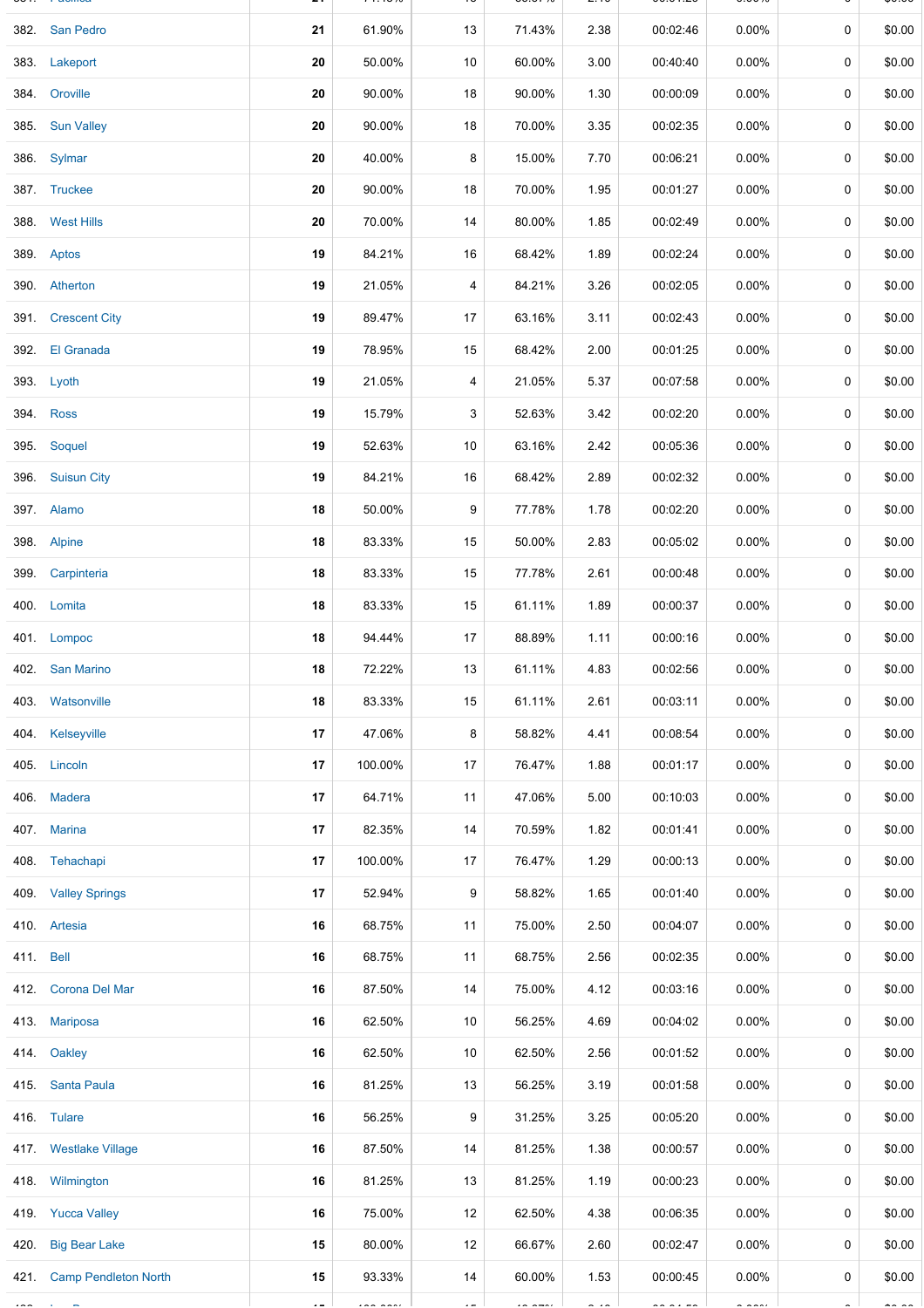| | | | | | | | | | |
|---|---|---|---|---|---|---|---|---|---|
| 382. | San Pedro | 21 | 61.90% | 13 | 71.43% | 2.38 | 00:02:46 | 0.00% | 0 | $0.00 |
| 383. | Lakeport | 20 | 50.00% | 10 | 60.00% | 3.00 | 00:40:40 | 0.00% | 0 | $0.00 |
| 384. | Oroville | 20 | 90.00% | 18 | 90.00% | 1.30 | 00:00:09 | 0.00% | 0 | $0.00 |
| 385. | Sun Valley | 20 | 90.00% | 18 | 70.00% | 3.35 | 00:02:35 | 0.00% | 0 | $0.00 |
| 386. | Sylmar | 20 | 40.00% | 8 | 15.00% | 7.70 | 00:06:21 | 0.00% | 0 | $0.00 |
| 387. | Truckee | 20 | 90.00% | 18 | 70.00% | 1.95 | 00:01:27 | 0.00% | 0 | $0.00 |
| 388. | West Hills | 20 | 70.00% | 14 | 80.00% | 1.85 | 00:02:49 | 0.00% | 0 | $0.00 |
| 389. | Aptos | 19 | 84.21% | 16 | 68.42% | 1.89 | 00:02:24 | 0.00% | 0 | $0.00 |
| 390. | Atherton | 19 | 21.05% | 4 | 84.21% | 3.26 | 00:02:05 | 0.00% | 0 | $0.00 |
| 391. | Crescent City | 19 | 89.47% | 17 | 63.16% | 3.11 | 00:02:43 | 0.00% | 0 | $0.00 |
| 392. | El Granada | 19 | 78.95% | 15 | 68.42% | 2.00 | 00:01:25 | 0.00% | 0 | $0.00 |
| 393. | Lyoth | 19 | 21.05% | 4 | 21.05% | 5.37 | 00:07:58 | 0.00% | 0 | $0.00 |
| 394. | Ross | 19 | 15.79% | 3 | 52.63% | 3.42 | 00:02:20 | 0.00% | 0 | $0.00 |
| 395. | Soquel | 19 | 52.63% | 10 | 63.16% | 2.42 | 00:05:36 | 0.00% | 0 | $0.00 |
| 396. | Suisun City | 19 | 84.21% | 16 | 68.42% | 2.89 | 00:02:32 | 0.00% | 0 | $0.00 |
| 397. | Alamo | 18 | 50.00% | 9 | 77.78% | 1.78 | 00:02:20 | 0.00% | 0 | $0.00 |
| 398. | Alpine | 18 | 83.33% | 15 | 50.00% | 2.83 | 00:05:02 | 0.00% | 0 | $0.00 |
| 399. | Carpinteria | 18 | 83.33% | 15 | 77.78% | 2.61 | 00:00:48 | 0.00% | 0 | $0.00 |
| 400. | Lomita | 18 | 83.33% | 15 | 61.11% | 1.89 | 00:00:37 | 0.00% | 0 | $0.00 |
| 401. | Lompoc | 18 | 94.44% | 17 | 88.89% | 1.11 | 00:00:16 | 0.00% | 0 | $0.00 |
| 402. | San Marino | 18 | 72.22% | 13 | 61.11% | 4.83 | 00:02:56 | 0.00% | 0 | $0.00 |
| 403. | Watsonville | 18 | 83.33% | 15 | 61.11% | 2.61 | 00:03:11 | 0.00% | 0 | $0.00 |
| 404. | Kelseyville | 17 | 47.06% | 8 | 58.82% | 4.41 | 00:08:54 | 0.00% | 0 | $0.00 |
| 405. | Lincoln | 17 | 100.00% | 17 | 76.47% | 1.88 | 00:01:17 | 0.00% | 0 | $0.00 |
| 406. | Madera | 17 | 64.71% | 11 | 47.06% | 5.00 | 00:10:03 | 0.00% | 0 | $0.00 |
| 407. | Marina | 17 | 82.35% | 14 | 70.59% | 1.82 | 00:01:41 | 0.00% | 0 | $0.00 |
| 408. | Tehachapi | 17 | 100.00% | 17 | 76.47% | 1.29 | 00:00:13 | 0.00% | 0 | $0.00 |
| 409. | Valley Springs | 17 | 52.94% | 9 | 58.82% | 1.65 | 00:01:40 | 0.00% | 0 | $0.00 |
| 410. | Artesia | 16 | 68.75% | 11 | 75.00% | 2.50 | 00:04:07 | 0.00% | 0 | $0.00 |
| 411. | Bell | 16 | 68.75% | 11 | 68.75% | 2.56 | 00:02:35 | 0.00% | 0 | $0.00 |
| 412. | Corona Del Mar | 16 | 87.50% | 14 | 75.00% | 4.12 | 00:03:16 | 0.00% | 0 | $0.00 |
| 413. | Mariposa | 16 | 62.50% | 10 | 56.25% | 4.69 | 00:04:02 | 0.00% | 0 | $0.00 |
| 414. | Oakley | 16 | 62.50% | 10 | 62.50% | 2.56 | 00:01:52 | 0.00% | 0 | $0.00 |
| 415. | Santa Paula | 16 | 81.25% | 13 | 56.25% | 3.19 | 00:01:58 | 0.00% | 0 | $0.00 |
| 416. | Tulare | 16 | 56.25% | 9 | 31.25% | 3.25 | 00:05:20 | 0.00% | 0 | $0.00 |
| 417. | Westlake Village | 16 | 87.50% | 14 | 81.25% | 1.38 | 00:00:57 | 0.00% | 0 | $0.00 |
| 418. | Wilmington | 16 | 81.25% | 13 | 81.25% | 1.19 | 00:00:23 | 0.00% | 0 | $0.00 |
| 419. | Yucca Valley | 16 | 75.00% | 12 | 62.50% | 4.38 | 00:06:35 | 0.00% | 0 | $0.00 |
| 420. | Big Bear Lake | 15 | 80.00% | 12 | 66.67% | 2.60 | 00:02:47 | 0.00% | 0 | $0.00 |
| 421. | Camp Pendleton North | 15 | 93.33% | 14 | 60.00% | 1.53 | 00:00:45 | 0.00% | 0 | $0.00 |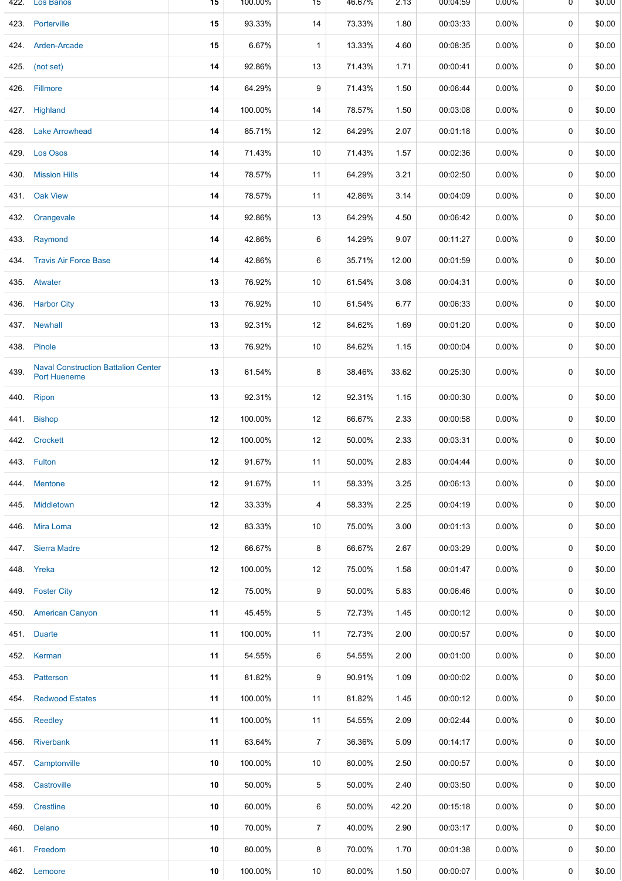| | | | | | | | | | | |
|---|---|---|---|---|---|---|---|---|---|---|
| 422. | Los Banos | 15 | 100.00% | 15 | 46.67% | 2.13 | 00:04:59 | 0.00% | 0 | $0.00 |
| 423. | Porterville | 15 | 93.33% | 14 | 73.33% | 1.80 | 00:03:33 | 0.00% | 0 | $0.00 |
| 424. | Arden-Arcade | 15 | 6.67% | 1 | 13.33% | 4.60 | 00:08:35 | 0.00% | 0 | $0.00 |
| 425. | (not set) | 14 | 92.86% | 13 | 71.43% | 1.71 | 00:00:41 | 0.00% | 0 | $0.00 |
| 426. | Fillmore | 14 | 64.29% | 9 | 71.43% | 1.50 | 00:06:44 | 0.00% | 0 | $0.00 |
| 427. | Highland | 14 | 100.00% | 14 | 78.57% | 1.50 | 00:03:08 | 0.00% | 0 | $0.00 |
| 428. | Lake Arrowhead | 14 | 85.71% | 12 | 64.29% | 2.07 | 00:01:18 | 0.00% | 0 | $0.00 |
| 429. | Los Osos | 14 | 71.43% | 10 | 71.43% | 1.57 | 00:02:36 | 0.00% | 0 | $0.00 |
| 430. | Mission Hills | 14 | 78.57% | 11 | 64.29% | 3.21 | 00:02:50 | 0.00% | 0 | $0.00 |
| 431. | Oak View | 14 | 78.57% | 11 | 42.86% | 3.14 | 00:04:09 | 0.00% | 0 | $0.00 |
| 432. | Orangevale | 14 | 92.86% | 13 | 64.29% | 4.50 | 00:06:42 | 0.00% | 0 | $0.00 |
| 433. | Raymond | 14 | 42.86% | 6 | 14.29% | 9.07 | 00:11:27 | 0.00% | 0 | $0.00 |
| 434. | Travis Air Force Base | 14 | 42.86% | 6 | 35.71% | 12.00 | 00:01:59 | 0.00% | 0 | $0.00 |
| 435. | Atwater | 13 | 76.92% | 10 | 61.54% | 3.08 | 00:04:31 | 0.00% | 0 | $0.00 |
| 436. | Harbor City | 13 | 76.92% | 10 | 61.54% | 6.77 | 00:06:33 | 0.00% | 0 | $0.00 |
| 437. | Newhall | 13 | 92.31% | 12 | 84.62% | 1.69 | 00:01:20 | 0.00% | 0 | $0.00 |
| 438. | Pinole | 13 | 76.92% | 10 | 84.62% | 1.15 | 00:00:04 | 0.00% | 0 | $0.00 |
| 439. | Naval Construction Battalion Center Port Hueneme | 13 | 61.54% | 8 | 38.46% | 33.62 | 00:25:30 | 0.00% | 0 | $0.00 |
| 440. | Ripon | 13 | 92.31% | 12 | 92.31% | 1.15 | 00:00:30 | 0.00% | 0 | $0.00 |
| 441. | Bishop | 12 | 100.00% | 12 | 66.67% | 2.33 | 00:00:58 | 0.00% | 0 | $0.00 |
| 442. | Crockett | 12 | 100.00% | 12 | 50.00% | 2.33 | 00:03:31 | 0.00% | 0 | $0.00 |
| 443. | Fulton | 12 | 91.67% | 11 | 50.00% | 2.83 | 00:04:44 | 0.00% | 0 | $0.00 |
| 444. | Mentone | 12 | 91.67% | 11 | 58.33% | 3.25 | 00:06:13 | 0.00% | 0 | $0.00 |
| 445. | Middletown | 12 | 33.33% | 4 | 58.33% | 2.25 | 00:04:19 | 0.00% | 0 | $0.00 |
| 446. | Mira Loma | 12 | 83.33% | 10 | 75.00% | 3.00 | 00:01:13 | 0.00% | 0 | $0.00 |
| 447. | Sierra Madre | 12 | 66.67% | 8 | 66.67% | 2.67 | 00:03:29 | 0.00% | 0 | $0.00 |
| 448. | Yreka | 12 | 100.00% | 12 | 75.00% | 1.58 | 00:01:47 | 0.00% | 0 | $0.00 |
| 449. | Foster City | 12 | 75.00% | 9 | 50.00% | 5.83 | 00:06:46 | 0.00% | 0 | $0.00 |
| 450. | American Canyon | 11 | 45.45% | 5 | 72.73% | 1.45 | 00:00:12 | 0.00% | 0 | $0.00 |
| 451. | Duarte | 11 | 100.00% | 11 | 72.73% | 2.00 | 00:00:57 | 0.00% | 0 | $0.00 |
| 452. | Kerman | 11 | 54.55% | 6 | 54.55% | 2.00 | 00:01:00 | 0.00% | 0 | $0.00 |
| 453. | Patterson | 11 | 81.82% | 9 | 90.91% | 1.09 | 00:00:02 | 0.00% | 0 | $0.00 |
| 454. | Redwood Estates | 11 | 100.00% | 11 | 81.82% | 1.45 | 00:00:12 | 0.00% | 0 | $0.00 |
| 455. | Reedley | 11 | 100.00% | 11 | 54.55% | 2.09 | 00:02:44 | 0.00% | 0 | $0.00 |
| 456. | Riverbank | 11 | 63.64% | 7 | 36.36% | 5.09 | 00:14:17 | 0.00% | 0 | $0.00 |
| 457. | Camptonville | 10 | 100.00% | 10 | 80.00% | 2.50 | 00:00:57 | 0.00% | 0 | $0.00 |
| 458. | Castroville | 10 | 50.00% | 5 | 50.00% | 2.40 | 00:03:50 | 0.00% | 0 | $0.00 |
| 459. | Crestline | 10 | 60.00% | 6 | 50.00% | 42.20 | 00:15:18 | 0.00% | 0 | $0.00 |
| 460. | Delano | 10 | 70.00% | 7 | 40.00% | 2.90 | 00:03:17 | 0.00% | 0 | $0.00 |
| 461. | Freedom | 10 | 80.00% | 8 | 70.00% | 1.70 | 00:01:38 | 0.00% | 0 | $0.00 |
| 462. | Lemoore | 10 | 100.00% | 10 | 80.00% | 1.50 | 00:00:07 | 0.00% | 0 | $0.00 |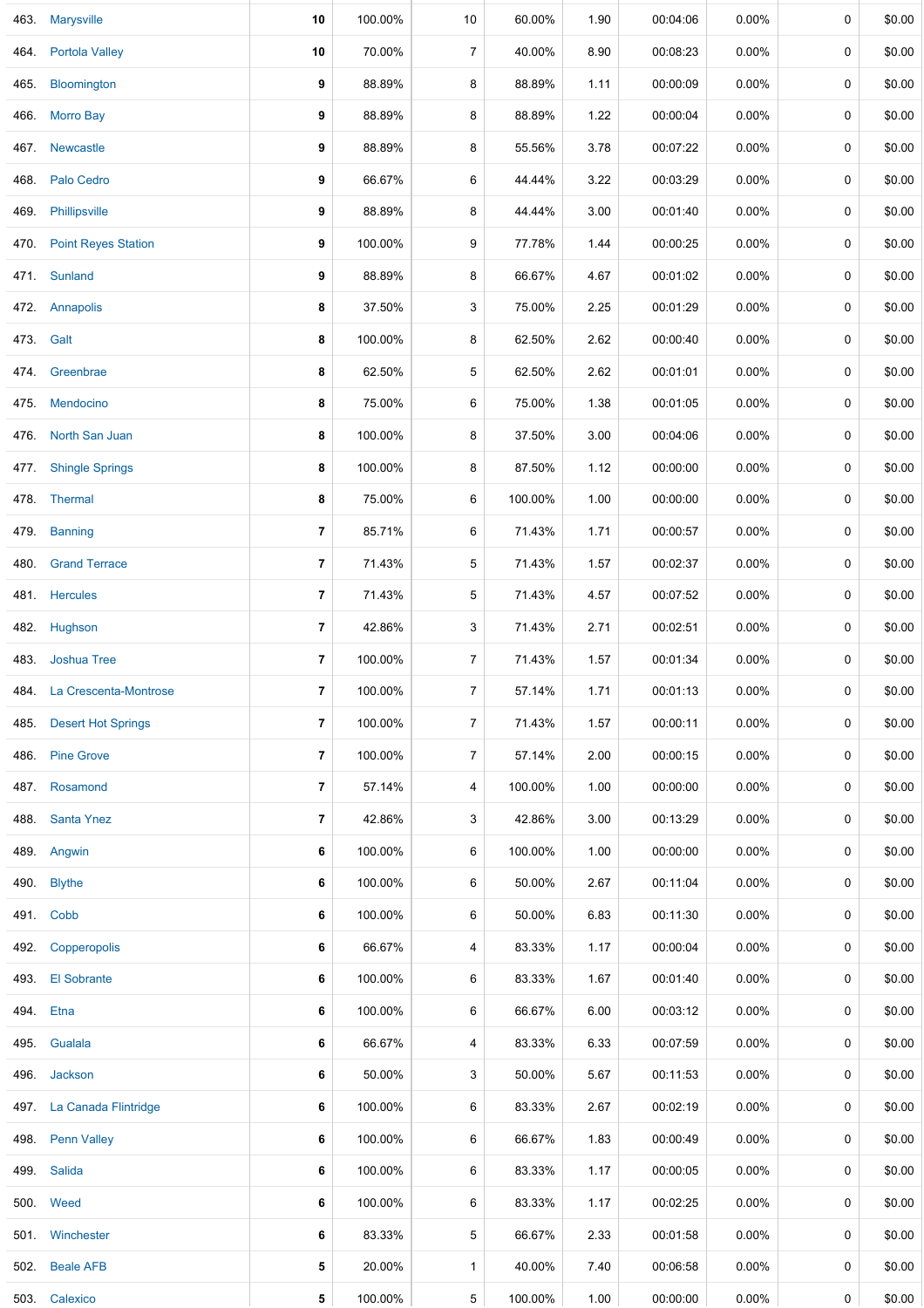| | | | | | | | | | | |
|---|---|---|---|---|---|---|---|---|---|---|
| 463. | Marysville | 10 | 100.00% | 10 | 60.00% | 1.90 | 00:04:06 | 0.00% | 0 | $0.00 |
| 464. | Portola Valley | 10 | 70.00% | 7 | 40.00% | 8.90 | 00:08:23 | 0.00% | 0 | $0.00 |
| 465. | Bloomington | 9 | 88.89% | 8 | 88.89% | 1.11 | 00:00:09 | 0.00% | 0 | $0.00 |
| 466. | Morro Bay | 9 | 88.89% | 8 | 88.89% | 1.22 | 00:00:04 | 0.00% | 0 | $0.00 |
| 467. | Newcastle | 9 | 88.89% | 8 | 55.56% | 3.78 | 00:07:22 | 0.00% | 0 | $0.00 |
| 468. | Palo Cedro | 9 | 66.67% | 6 | 44.44% | 3.22 | 00:03:29 | 0.00% | 0 | $0.00 |
| 469. | Phillipsville | 9 | 88.89% | 8 | 44.44% | 3.00 | 00:01:40 | 0.00% | 0 | $0.00 |
| 470. | Point Reyes Station | 9 | 100.00% | 9 | 77.78% | 1.44 | 00:00:25 | 0.00% | 0 | $0.00 |
| 471. | Sunland | 9 | 88.89% | 8 | 66.67% | 4.67 | 00:01:02 | 0.00% | 0 | $0.00 |
| 472. | Annapolis | 8 | 37.50% | 3 | 75.00% | 2.25 | 00:01:29 | 0.00% | 0 | $0.00 |
| 473. | Galt | 8 | 100.00% | 8 | 62.50% | 2.62 | 00:00:40 | 0.00% | 0 | $0.00 |
| 474. | Greenbrae | 8 | 62.50% | 5 | 62.50% | 2.62 | 00:01:01 | 0.00% | 0 | $0.00 |
| 475. | Mendocino | 8 | 75.00% | 6 | 75.00% | 1.38 | 00:01:05 | 0.00% | 0 | $0.00 |
| 476. | North San Juan | 8 | 100.00% | 8 | 37.50% | 3.00 | 00:04:06 | 0.00% | 0 | $0.00 |
| 477. | Shingle Springs | 8 | 100.00% | 8 | 87.50% | 1.12 | 00:00:00 | 0.00% | 0 | $0.00 |
| 478. | Thermal | 8 | 75.00% | 6 | 100.00% | 1.00 | 00:00:00 | 0.00% | 0 | $0.00 |
| 479. | Banning | 7 | 85.71% | 6 | 71.43% | 1.71 | 00:00:57 | 0.00% | 0 | $0.00 |
| 480. | Grand Terrace | 7 | 71.43% | 5 | 71.43% | 1.57 | 00:02:37 | 0.00% | 0 | $0.00 |
| 481. | Hercules | 7 | 71.43% | 5 | 71.43% | 4.57 | 00:07:52 | 0.00% | 0 | $0.00 |
| 482. | Hughson | 7 | 42.86% | 3 | 71.43% | 2.71 | 00:02:51 | 0.00% | 0 | $0.00 |
| 483. | Joshua Tree | 7 | 100.00% | 7 | 71.43% | 1.57 | 00:01:34 | 0.00% | 0 | $0.00 |
| 484. | La Crescenta-Montrose | 7 | 100.00% | 7 | 57.14% | 1.71 | 00:01:13 | 0.00% | 0 | $0.00 |
| 485. | Desert Hot Springs | 7 | 100.00% | 7 | 71.43% | 1.57 | 00:00:11 | 0.00% | 0 | $0.00 |
| 486. | Pine Grove | 7 | 100.00% | 7 | 57.14% | 2.00 | 00:00:15 | 0.00% | 0 | $0.00 |
| 487. | Rosamond | 7 | 57.14% | 4 | 100.00% | 1.00 | 00:00:00 | 0.00% | 0 | $0.00 |
| 488. | Santa Ynez | 7 | 42.86% | 3 | 42.86% | 3.00 | 00:13:29 | 0.00% | 0 | $0.00 |
| 489. | Angwin | 6 | 100.00% | 6 | 100.00% | 1.00 | 00:00:00 | 0.00% | 0 | $0.00 |
| 490. | Blythe | 6 | 100.00% | 6 | 50.00% | 2.67 | 00:11:04 | 0.00% | 0 | $0.00 |
| 491. | Cobb | 6 | 100.00% | 6 | 50.00% | 6.83 | 00:11:30 | 0.00% | 0 | $0.00 |
| 492. | Copperopolis | 6 | 66.67% | 4 | 83.33% | 1.17 | 00:00:04 | 0.00% | 0 | $0.00 |
| 493. | El Sobrante | 6 | 100.00% | 6 | 83.33% | 1.67 | 00:01:40 | 0.00% | 0 | $0.00 |
| 494. | Etna | 6 | 100.00% | 6 | 66.67% | 6.00 | 00:03:12 | 0.00% | 0 | $0.00 |
| 495. | Gualala | 6 | 66.67% | 4 | 83.33% | 6.33 | 00:07:59 | 0.00% | 0 | $0.00 |
| 496. | Jackson | 6 | 50.00% | 3 | 50.00% | 5.67 | 00:11:53 | 0.00% | 0 | $0.00 |
| 497. | La Canada Flintridge | 6 | 100.00% | 6 | 83.33% | 2.67 | 00:02:19 | 0.00% | 0 | $0.00 |
| 498. | Penn Valley | 6 | 100.00% | 6 | 66.67% | 1.83 | 00:00:49 | 0.00% | 0 | $0.00 |
| 499. | Salida | 6 | 100.00% | 6 | 83.33% | 1.17 | 00:00:05 | 0.00% | 0 | $0.00 |
| 500. | Weed | 6 | 100.00% | 6 | 83.33% | 1.17 | 00:02:25 | 0.00% | 0 | $0.00 |
| 501. | Winchester | 6 | 83.33% | 5 | 66.67% | 2.33 | 00:01:58 | 0.00% | 0 | $0.00 |
| 502. | Beale AFB | 5 | 20.00% | 1 | 40.00% | 7.40 | 00:06:58 | 0.00% | 0 | $0.00 |
| 503. | Calexico | 5 | 100.00% | 5 | 100.00% | 1.00 | 00:00:00 | 0.00% | 0 | $0.00 |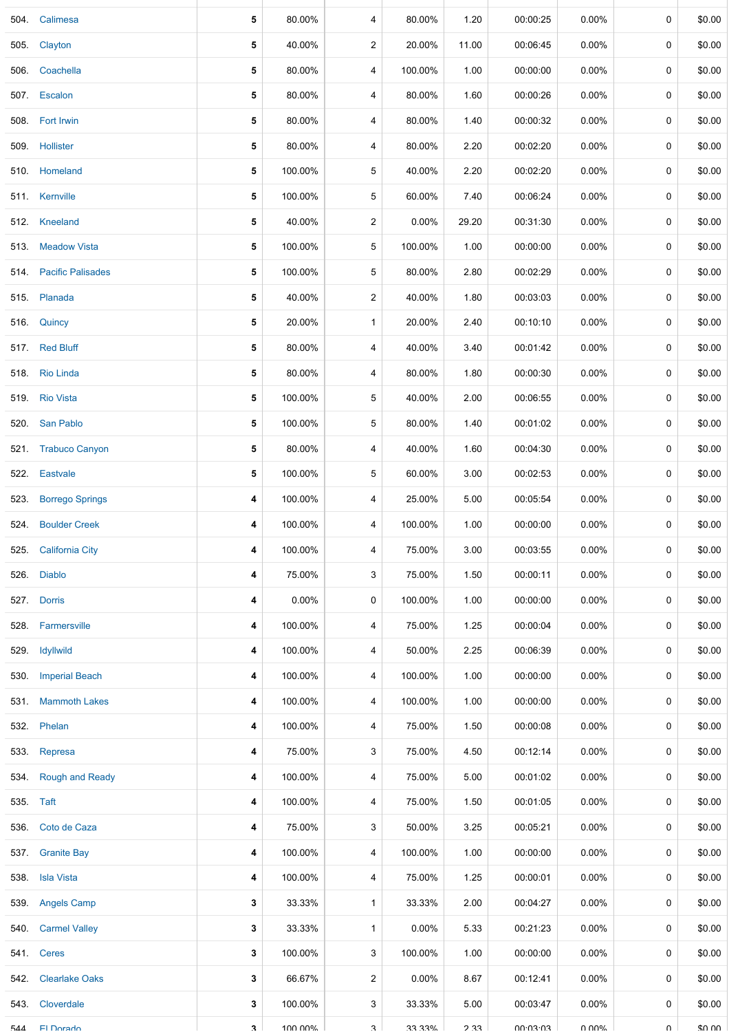| | | | | | | | | | | |
|---|---|---|---|---|---|---|---|---|---|---|
| 504. | Calimesa | 5 | 80.00% | 4 | 80.00% | 1.20 | 00:00:25 | 0.00% | 0 | $0.00 |
| 505. | Clayton | 5 | 40.00% | 2 | 20.00% | 11.00 | 00:06:45 | 0.00% | 0 | $0.00 |
| 506. | Coachella | 5 | 80.00% | 4 | 100.00% | 1.00 | 00:00:00 | 0.00% | 0 | $0.00 |
| 507. | Escalon | 5 | 80.00% | 4 | 80.00% | 1.60 | 00:00:26 | 0.00% | 0 | $0.00 |
| 508. | Fort Irwin | 5 | 80.00% | 4 | 80.00% | 1.40 | 00:00:32 | 0.00% | 0 | $0.00 |
| 509. | Hollister | 5 | 80.00% | 4 | 80.00% | 2.20 | 00:02:20 | 0.00% | 0 | $0.00 |
| 510. | Homeland | 5 | 100.00% | 5 | 40.00% | 2.20 | 00:02:20 | 0.00% | 0 | $0.00 |
| 511. | Kernville | 5 | 100.00% | 5 | 60.00% | 7.40 | 00:06:24 | 0.00% | 0 | $0.00 |
| 512. | Kneeland | 5 | 40.00% | 2 | 0.00% | 29.20 | 00:31:30 | 0.00% | 0 | $0.00 |
| 513. | Meadow Vista | 5 | 100.00% | 5 | 100.00% | 1.00 | 00:00:00 | 0.00% | 0 | $0.00 |
| 514. | Pacific Palisades | 5 | 100.00% | 5 | 80.00% | 2.80 | 00:02:29 | 0.00% | 0 | $0.00 |
| 515. | Planada | 5 | 40.00% | 2 | 40.00% | 1.80 | 00:03:03 | 0.00% | 0 | $0.00 |
| 516. | Quincy | 5 | 20.00% | 1 | 20.00% | 2.40 | 00:10:10 | 0.00% | 0 | $0.00 |
| 517. | Red Bluff | 5 | 80.00% | 4 | 40.00% | 3.40 | 00:01:42 | 0.00% | 0 | $0.00 |
| 518. | Rio Linda | 5 | 80.00% | 4 | 80.00% | 1.80 | 00:00:30 | 0.00% | 0 | $0.00 |
| 519. | Rio Vista | 5 | 100.00% | 5 | 40.00% | 2.00 | 00:06:55 | 0.00% | 0 | $0.00 |
| 520. | San Pablo | 5 | 100.00% | 5 | 80.00% | 1.40 | 00:01:02 | 0.00% | 0 | $0.00 |
| 521. | Trabuco Canyon | 5 | 80.00% | 4 | 40.00% | 1.60 | 00:04:30 | 0.00% | 0 | $0.00 |
| 522. | Eastvale | 5 | 100.00% | 5 | 60.00% | 3.00 | 00:02:53 | 0.00% | 0 | $0.00 |
| 523. | Borrego Springs | 4 | 100.00% | 4 | 25.00% | 5.00 | 00:05:54 | 0.00% | 0 | $0.00 |
| 524. | Boulder Creek | 4 | 100.00% | 4 | 100.00% | 1.00 | 00:00:00 | 0.00% | 0 | $0.00 |
| 525. | California City | 4 | 100.00% | 4 | 75.00% | 3.00 | 00:03:55 | 0.00% | 0 | $0.00 |
| 526. | Diablo | 4 | 75.00% | 3 | 75.00% | 1.50 | 00:00:11 | 0.00% | 0 | $0.00 |
| 527. | Dorris | 4 | 0.00% | 0 | 100.00% | 1.00 | 00:00:00 | 0.00% | 0 | $0.00 |
| 528. | Farmersville | 4 | 100.00% | 4 | 75.00% | 1.25 | 00:00:04 | 0.00% | 0 | $0.00 |
| 529. | Idyllwild | 4 | 100.00% | 4 | 50.00% | 2.25 | 00:06:39 | 0.00% | 0 | $0.00 |
| 530. | Imperial Beach | 4 | 100.00% | 4 | 100.00% | 1.00 | 00:00:00 | 0.00% | 0 | $0.00 |
| 531. | Mammoth Lakes | 4 | 100.00% | 4 | 100.00% | 1.00 | 00:00:00 | 0.00% | 0 | $0.00 |
| 532. | Phelan | 4 | 100.00% | 4 | 75.00% | 1.50 | 00:00:08 | 0.00% | 0 | $0.00 |
| 533. | Represa | 4 | 75.00% | 3 | 75.00% | 4.50 | 00:12:14 | 0.00% | 0 | $0.00 |
| 534. | Rough and Ready | 4 | 100.00% | 4 | 75.00% | 5.00 | 00:01:02 | 0.00% | 0 | $0.00 |
| 535. | Taft | 4 | 100.00% | 4 | 75.00% | 1.50 | 00:01:05 | 0.00% | 0 | $0.00 |
| 536. | Coto de Caza | 4 | 75.00% | 3 | 50.00% | 3.25 | 00:05:21 | 0.00% | 0 | $0.00 |
| 537. | Granite Bay | 4 | 100.00% | 4 | 100.00% | 1.00 | 00:00:00 | 0.00% | 0 | $0.00 |
| 538. | Isla Vista | 4 | 100.00% | 4 | 75.00% | 1.25 | 00:00:01 | 0.00% | 0 | $0.00 |
| 539. | Angels Camp | 3 | 33.33% | 1 | 33.33% | 2.00 | 00:04:27 | 0.00% | 0 | $0.00 |
| 540. | Carmel Valley | 3 | 33.33% | 1 | 0.00% | 5.33 | 00:21:23 | 0.00% | 0 | $0.00 |
| 541. | Ceres | 3 | 100.00% | 3 | 100.00% | 1.00 | 00:00:00 | 0.00% | 0 | $0.00 |
| 542. | Clearlake Oaks | 3 | 66.67% | 2 | 0.00% | 8.67 | 00:12:41 | 0.00% | 0 | $0.00 |
| 543. | Cloverdale | 3 | 100.00% | 3 | 33.33% | 5.00 | 00:03:47 | 0.00% | 0 | $0.00 |
| 544. | El Dorado | 3 | 100.00% | 3 | 33.33% | 2.33 | 00:03:03 | 0.00% | 0 | $0.00 |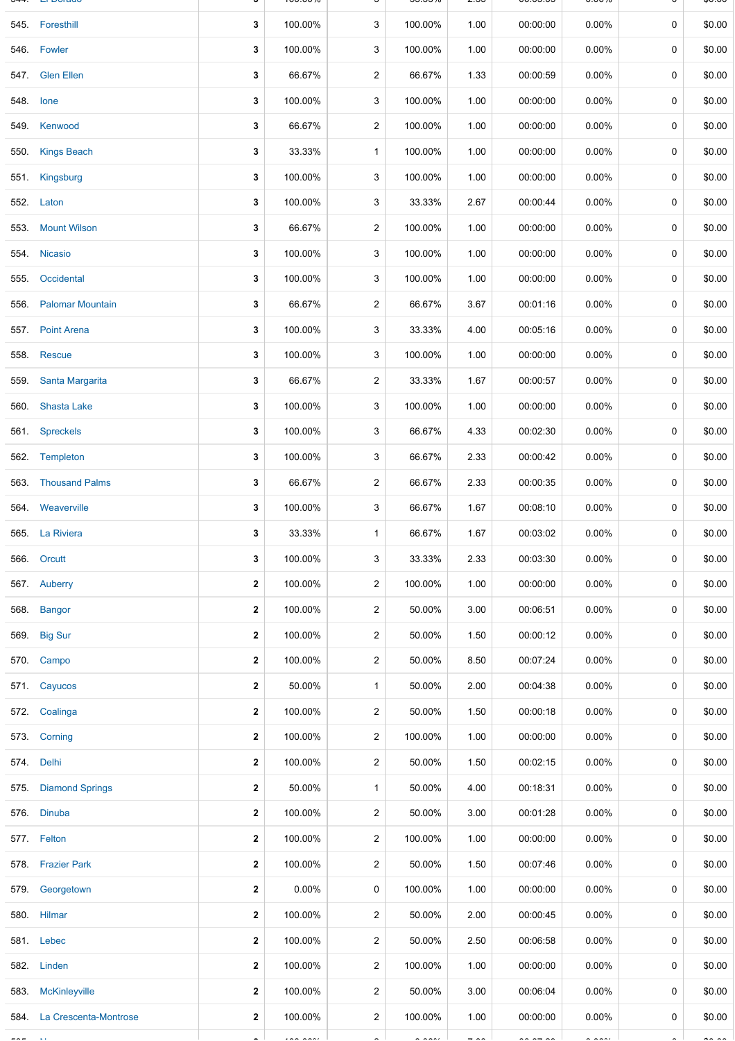| | | | | | | | | | |
|---|---|---|---|---|---|---|---|---|---|
| 545. | Foresthill | 3 | 100.00% | 3 | 100.00% | 1.00 | 00:00:00 | 0.00% | 0 | $0.00 |
| 546. | Fowler | 3 | 100.00% | 3 | 100.00% | 1.00 | 00:00:00 | 0.00% | 0 | $0.00 |
| 547. | Glen Ellen | 3 | 66.67% | 2 | 66.67% | 1.33 | 00:00:59 | 0.00% | 0 | $0.00 |
| 548. | Ione | 3 | 100.00% | 3 | 100.00% | 1.00 | 00:00:00 | 0.00% | 0 | $0.00 |
| 549. | Kenwood | 3 | 66.67% | 2 | 100.00% | 1.00 | 00:00:00 | 0.00% | 0 | $0.00 |
| 550. | Kings Beach | 3 | 33.33% | 1 | 100.00% | 1.00 | 00:00:00 | 0.00% | 0 | $0.00 |
| 551. | Kingsburg | 3 | 100.00% | 3 | 100.00% | 1.00 | 00:00:00 | 0.00% | 0 | $0.00 |
| 552. | Laton | 3 | 100.00% | 3 | 33.33% | 2.67 | 00:00:44 | 0.00% | 0 | $0.00 |
| 553. | Mount Wilson | 3 | 66.67% | 2 | 100.00% | 1.00 | 00:00:00 | 0.00% | 0 | $0.00 |
| 554. | Nicasio | 3 | 100.00% | 3 | 100.00% | 1.00 | 00:00:00 | 0.00% | 0 | $0.00 |
| 555. | Occidental | 3 | 100.00% | 3 | 100.00% | 1.00 | 00:00:00 | 0.00% | 0 | $0.00 |
| 556. | Palomar Mountain | 3 | 66.67% | 2 | 66.67% | 3.67 | 00:01:16 | 0.00% | 0 | $0.00 |
| 557. | Point Arena | 3 | 100.00% | 3 | 33.33% | 4.00 | 00:05:16 | 0.00% | 0 | $0.00 |
| 558. | Rescue | 3 | 100.00% | 3 | 100.00% | 1.00 | 00:00:00 | 0.00% | 0 | $0.00 |
| 559. | Santa Margarita | 3 | 66.67% | 2 | 33.33% | 1.67 | 00:00:57 | 0.00% | 0 | $0.00 |
| 560. | Shasta Lake | 3 | 100.00% | 3 | 100.00% | 1.00 | 00:00:00 | 0.00% | 0 | $0.00 |
| 561. | Spreckels | 3 | 100.00% | 3 | 66.67% | 4.33 | 00:02:30 | 0.00% | 0 | $0.00 |
| 562. | Templeton | 3 | 100.00% | 3 | 66.67% | 2.33 | 00:00:42 | 0.00% | 0 | $0.00 |
| 563. | Thousand Palms | 3 | 66.67% | 2 | 66.67% | 2.33 | 00:00:35 | 0.00% | 0 | $0.00 |
| 564. | Weaverville | 3 | 100.00% | 3 | 66.67% | 1.67 | 00:08:10 | 0.00% | 0 | $0.00 |
| 565. | La Riviera | 3 | 33.33% | 1 | 66.67% | 1.67 | 00:03:02 | 0.00% | 0 | $0.00 |
| 566. | Orcutt | 3 | 100.00% | 3 | 33.33% | 2.33 | 00:03:30 | 0.00% | 0 | $0.00 |
| 567. | Auberry | 2 | 100.00% | 2 | 100.00% | 1.00 | 00:00:00 | 0.00% | 0 | $0.00 |
| 568. | Bangor | 2 | 100.00% | 2 | 50.00% | 3.00 | 00:06:51 | 0.00% | 0 | $0.00 |
| 569. | Big Sur | 2 | 100.00% | 2 | 50.00% | 1.50 | 00:00:12 | 0.00% | 0 | $0.00 |
| 570. | Campo | 2 | 100.00% | 2 | 50.00% | 8.50 | 00:07:24 | 0.00% | 0 | $0.00 |
| 571. | Cayucos | 2 | 50.00% | 1 | 50.00% | 2.00 | 00:04:38 | 0.00% | 0 | $0.00 |
| 572. | Coalinga | 2 | 100.00% | 2 | 50.00% | 1.50 | 00:00:18 | 0.00% | 0 | $0.00 |
| 573. | Corning | 2 | 100.00% | 2 | 100.00% | 1.00 | 00:00:00 | 0.00% | 0 | $0.00 |
| 574. | Delhi | 2 | 100.00% | 2 | 50.00% | 1.50 | 00:02:15 | 0.00% | 0 | $0.00 |
| 575. | Diamond Springs | 2 | 50.00% | 1 | 50.00% | 4.00 | 00:18:31 | 0.00% | 0 | $0.00 |
| 576. | Dinuba | 2 | 100.00% | 2 | 50.00% | 3.00 | 00:01:28 | 0.00% | 0 | $0.00 |
| 577. | Felton | 2 | 100.00% | 2 | 100.00% | 1.00 | 00:00:00 | 0.00% | 0 | $0.00 |
| 578. | Frazier Park | 2 | 100.00% | 2 | 50.00% | 1.50 | 00:07:46 | 0.00% | 0 | $0.00 |
| 579. | Georgetown | 2 | 0.00% | 0 | 100.00% | 1.00 | 00:00:00 | 0.00% | 0 | $0.00 |
| 580. | Hilmar | 2 | 100.00% | 2 | 50.00% | 2.00 | 00:00:45 | 0.00% | 0 | $0.00 |
| 581. | Lebec | 2 | 100.00% | 2 | 50.00% | 2.50 | 00:06:58 | 0.00% | 0 | $0.00 |
| 582. | Linden | 2 | 100.00% | 2 | 100.00% | 1.00 | 00:00:00 | 0.00% | 0 | $0.00 |
| 583. | McKinleyville | 2 | 100.00% | 2 | 50.00% | 3.00 | 00:06:04 | 0.00% | 0 | $0.00 |
| 584. | La Crescenta-Montrose | 2 | 100.00% | 2 | 100.00% | 1.00 | 00:00:00 | 0.00% | 0 | $0.00 |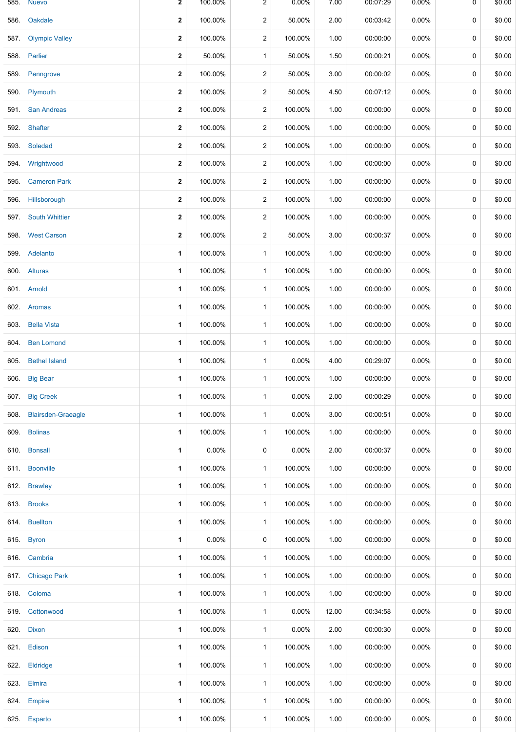| | | | | | | | | | |
|---|---|---|---|---|---|---|---|---|---|
| 585. | Nuevo | 2 | 100.00% | 2 | 0.00% | 7.00 | 00:07:29 | 0.00% | 0 | $0.00 |
| 586. | Oakdale | 2 | 100.00% | 2 | 50.00% | 2.00 | 00:03:42 | 0.00% | 0 | $0.00 |
| 587. | Olympic Valley | 2 | 100.00% | 2 | 100.00% | 1.00 | 00:00:00 | 0.00% | 0 | $0.00 |
| 588. | Parlier | 2 | 50.00% | 1 | 50.00% | 1.50 | 00:00:21 | 0.00% | 0 | $0.00 |
| 589. | Penngrove | 2 | 100.00% | 2 | 50.00% | 3.00 | 00:00:02 | 0.00% | 0 | $0.00 |
| 590. | Plymouth | 2 | 100.00% | 2 | 50.00% | 4.50 | 00:07:12 | 0.00% | 0 | $0.00 |
| 591. | San Andreas | 2 | 100.00% | 2 | 100.00% | 1.00 | 00:00:00 | 0.00% | 0 | $0.00 |
| 592. | Shafter | 2 | 100.00% | 2 | 100.00% | 1.00 | 00:00:00 | 0.00% | 0 | $0.00 |
| 593. | Soledad | 2 | 100.00% | 2 | 100.00% | 1.00 | 00:00:00 | 0.00% | 0 | $0.00 |
| 594. | Wrightwood | 2 | 100.00% | 2 | 100.00% | 1.00 | 00:00:00 | 0.00% | 0 | $0.00 |
| 595. | Cameron Park | 2 | 100.00% | 2 | 100.00% | 1.00 | 00:00:00 | 0.00% | 0 | $0.00 |
| 596. | Hillsborough | 2 | 100.00% | 2 | 100.00% | 1.00 | 00:00:00 | 0.00% | 0 | $0.00 |
| 597. | South Whittier | 2 | 100.00% | 2 | 100.00% | 1.00 | 00:00:00 | 0.00% | 0 | $0.00 |
| 598. | West Carson | 2 | 100.00% | 2 | 50.00% | 3.00 | 00:00:37 | 0.00% | 0 | $0.00 |
| 599. | Adelanto | 1 | 100.00% | 1 | 100.00% | 1.00 | 00:00:00 | 0.00% | 0 | $0.00 |
| 600. | Alturas | 1 | 100.00% | 1 | 100.00% | 1.00 | 00:00:00 | 0.00% | 0 | $0.00 |
| 601. | Arnold | 1 | 100.00% | 1 | 100.00% | 1.00 | 00:00:00 | 0.00% | 0 | $0.00 |
| 602. | Aromas | 1 | 100.00% | 1 | 100.00% | 1.00 | 00:00:00 | 0.00% | 0 | $0.00 |
| 603. | Bella Vista | 1 | 100.00% | 1 | 100.00% | 1.00 | 00:00:00 | 0.00% | 0 | $0.00 |
| 604. | Ben Lomond | 1 | 100.00% | 1 | 100.00% | 1.00 | 00:00:00 | 0.00% | 0 | $0.00 |
| 605. | Bethel Island | 1 | 100.00% | 1 | 0.00% | 4.00 | 00:29:07 | 0.00% | 0 | $0.00 |
| 606. | Big Bear | 1 | 100.00% | 1 | 100.00% | 1.00 | 00:00:00 | 0.00% | 0 | $0.00 |
| 607. | Big Creek | 1 | 100.00% | 1 | 0.00% | 2.00 | 00:00:29 | 0.00% | 0 | $0.00 |
| 608. | Blairsden-Graeagle | 1 | 100.00% | 1 | 0.00% | 3.00 | 00:00:51 | 0.00% | 0 | $0.00 |
| 609. | Bolinas | 1 | 100.00% | 1 | 100.00% | 1.00 | 00:00:00 | 0.00% | 0 | $0.00 |
| 610. | Bonsall | 1 | 0.00% | 0 | 0.00% | 2.00 | 00:00:37 | 0.00% | 0 | $0.00 |
| 611. | Boonville | 1 | 100.00% | 1 | 100.00% | 1.00 | 00:00:00 | 0.00% | 0 | $0.00 |
| 612. | Brawley | 1 | 100.00% | 1 | 100.00% | 1.00 | 00:00:00 | 0.00% | 0 | $0.00 |
| 613. | Brooks | 1 | 100.00% | 1 | 100.00% | 1.00 | 00:00:00 | 0.00% | 0 | $0.00 |
| 614. | Buellton | 1 | 100.00% | 1 | 100.00% | 1.00 | 00:00:00 | 0.00% | 0 | $0.00 |
| 615. | Byron | 1 | 0.00% | 0 | 100.00% | 1.00 | 00:00:00 | 0.00% | 0 | $0.00 |
| 616. | Cambria | 1 | 100.00% | 1 | 100.00% | 1.00 | 00:00:00 | 0.00% | 0 | $0.00 |
| 617. | Chicago Park | 1 | 100.00% | 1 | 100.00% | 1.00 | 00:00:00 | 0.00% | 0 | $0.00 |
| 618. | Coloma | 1 | 100.00% | 1 | 100.00% | 1.00 | 00:00:00 | 0.00% | 0 | $0.00 |
| 619. | Cottonwood | 1 | 100.00% | 1 | 0.00% | 12.00 | 00:34:58 | 0.00% | 0 | $0.00 |
| 620. | Dixon | 1 | 100.00% | 1 | 0.00% | 2.00 | 00:00:30 | 0.00% | 0 | $0.00 |
| 621. | Edison | 1 | 100.00% | 1 | 100.00% | 1.00 | 00:00:00 | 0.00% | 0 | $0.00 |
| 622. | Eldridge | 1 | 100.00% | 1 | 100.00% | 1.00 | 00:00:00 | 0.00% | 0 | $0.00 |
| 623. | Elmira | 1 | 100.00% | 1 | 100.00% | 1.00 | 00:00:00 | 0.00% | 0 | $0.00 |
| 624. | Empire | 1 | 100.00% | 1 | 100.00% | 1.00 | 00:00:00 | 0.00% | 0 | $0.00 |
| 625. | Esparto | 1 | 100.00% | 1 | 100.00% | 1.00 | 00:00:00 | 0.00% | 0 | $0.00 |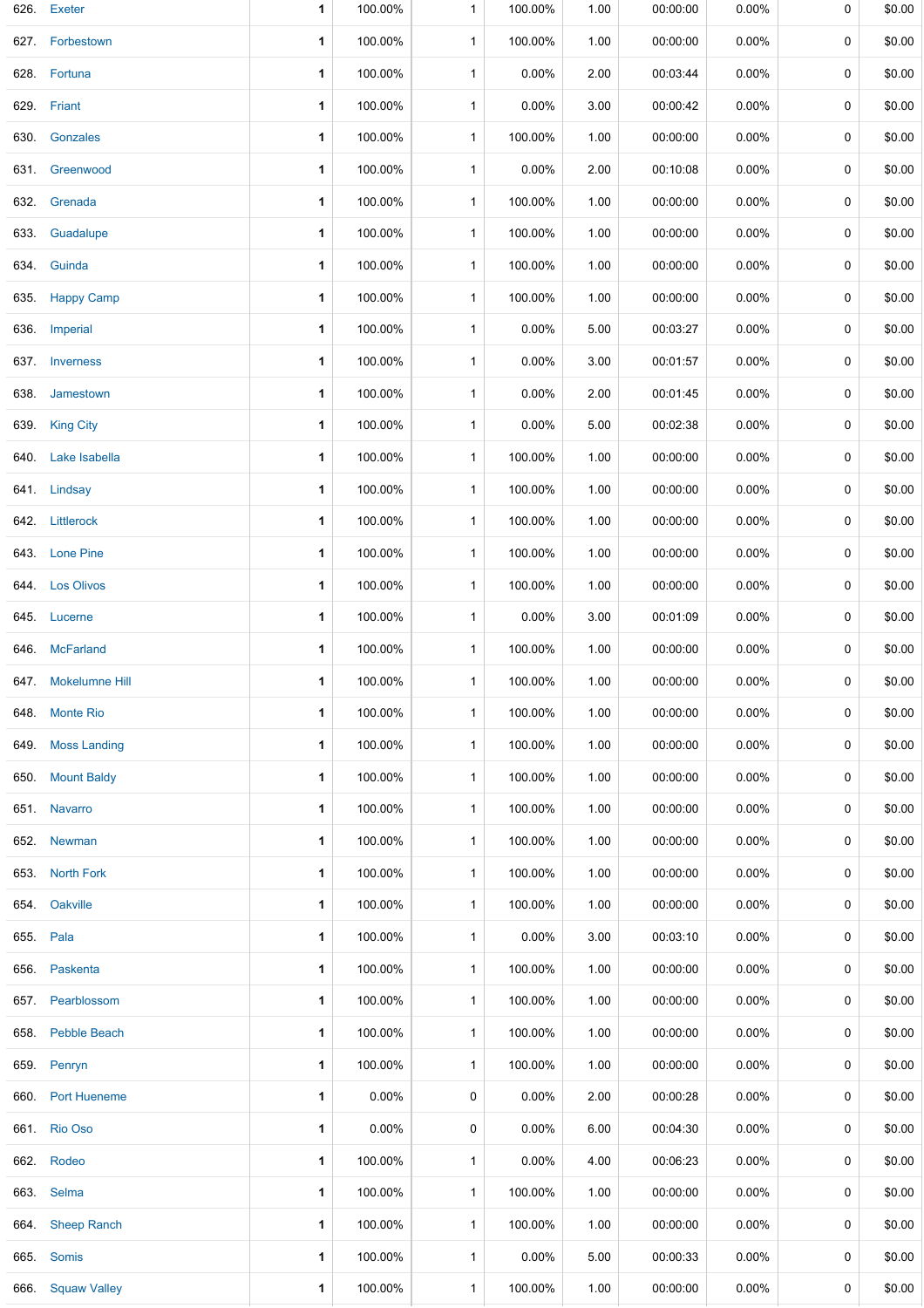| | | | | | | | | | | |
|---|---|---|---|---|---|---|---|---|---|---|
| 626. | Exeter | 1 | 100.00% | 1 | 100.00% | 1.00 | 00:00:00 | 0.00% | 0 | $0.00 |
| 627. | Forbestown | 1 | 100.00% | 1 | 100.00% | 1.00 | 00:00:00 | 0.00% | 0 | $0.00 |
| 628. | Fortuna | 1 | 100.00% | 1 | 0.00% | 2.00 | 00:03:44 | 0.00% | 0 | $0.00 |
| 629. | Friant | 1 | 100.00% | 1 | 0.00% | 3.00 | 00:00:42 | 0.00% | 0 | $0.00 |
| 630. | Gonzales | 1 | 100.00% | 1 | 100.00% | 1.00 | 00:00:00 | 0.00% | 0 | $0.00 |
| 631. | Greenwood | 1 | 100.00% | 1 | 0.00% | 2.00 | 00:10:08 | 0.00% | 0 | $0.00 |
| 632. | Grenada | 1 | 100.00% | 1 | 100.00% | 1.00 | 00:00:00 | 0.00% | 0 | $0.00 |
| 633. | Guadalupe | 1 | 100.00% | 1 | 100.00% | 1.00 | 00:00:00 | 0.00% | 0 | $0.00 |
| 634. | Guinda | 1 | 100.00% | 1 | 100.00% | 1.00 | 00:00:00 | 0.00% | 0 | $0.00 |
| 635. | Happy Camp | 1 | 100.00% | 1 | 100.00% | 1.00 | 00:00:00 | 0.00% | 0 | $0.00 |
| 636. | Imperial | 1 | 100.00% | 1 | 0.00% | 5.00 | 00:03:27 | 0.00% | 0 | $0.00 |
| 637. | Inverness | 1 | 100.00% | 1 | 0.00% | 3.00 | 00:01:57 | 0.00% | 0 | $0.00 |
| 638. | Jamestown | 1 | 100.00% | 1 | 0.00% | 2.00 | 00:01:45 | 0.00% | 0 | $0.00 |
| 639. | King City | 1 | 100.00% | 1 | 0.00% | 5.00 | 00:02:38 | 0.00% | 0 | $0.00 |
| 640. | Lake Isabella | 1 | 100.00% | 1 | 100.00% | 1.00 | 00:00:00 | 0.00% | 0 | $0.00 |
| 641. | Lindsay | 1 | 100.00% | 1 | 100.00% | 1.00 | 00:00:00 | 0.00% | 0 | $0.00 |
| 642. | Littlerock | 1 | 100.00% | 1 | 100.00% | 1.00 | 00:00:00 | 0.00% | 0 | $0.00 |
| 643. | Lone Pine | 1 | 100.00% | 1 | 100.00% | 1.00 | 00:00:00 | 0.00% | 0 | $0.00 |
| 644. | Los Olivos | 1 | 100.00% | 1 | 100.00% | 1.00 | 00:00:00 | 0.00% | 0 | $0.00 |
| 645. | Lucerne | 1 | 100.00% | 1 | 0.00% | 3.00 | 00:01:09 | 0.00% | 0 | $0.00 |
| 646. | McFarland | 1 | 100.00% | 1 | 100.00% | 1.00 | 00:00:00 | 0.00% | 0 | $0.00 |
| 647. | Mokelumne Hill | 1 | 100.00% | 1 | 100.00% | 1.00 | 00:00:00 | 0.00% | 0 | $0.00 |
| 648. | Monte Rio | 1 | 100.00% | 1 | 100.00% | 1.00 | 00:00:00 | 0.00% | 0 | $0.00 |
| 649. | Moss Landing | 1 | 100.00% | 1 | 100.00% | 1.00 | 00:00:00 | 0.00% | 0 | $0.00 |
| 650. | Mount Baldy | 1 | 100.00% | 1 | 100.00% | 1.00 | 00:00:00 | 0.00% | 0 | $0.00 |
| 651. | Navarro | 1 | 100.00% | 1 | 100.00% | 1.00 | 00:00:00 | 0.00% | 0 | $0.00 |
| 652. | Newman | 1 | 100.00% | 1 | 100.00% | 1.00 | 00:00:00 | 0.00% | 0 | $0.00 |
| 653. | North Fork | 1 | 100.00% | 1 | 100.00% | 1.00 | 00:00:00 | 0.00% | 0 | $0.00 |
| 654. | Oakville | 1 | 100.00% | 1 | 100.00% | 1.00 | 00:00:00 | 0.00% | 0 | $0.00 |
| 655. | Pala | 1 | 100.00% | 1 | 0.00% | 3.00 | 00:03:10 | 0.00% | 0 | $0.00 |
| 656. | Paskenta | 1 | 100.00% | 1 | 100.00% | 1.00 | 00:00:00 | 0.00% | 0 | $0.00 |
| 657. | Pearblossom | 1 | 100.00% | 1 | 100.00% | 1.00 | 00:00:00 | 0.00% | 0 | $0.00 |
| 658. | Pebble Beach | 1 | 100.00% | 1 | 100.00% | 1.00 | 00:00:00 | 0.00% | 0 | $0.00 |
| 659. | Penryn | 1 | 100.00% | 1 | 100.00% | 1.00 | 00:00:00 | 0.00% | 0 | $0.00 |
| 660. | Port Hueneme | 1 | 0.00% | 0 | 0.00% | 2.00 | 00:00:28 | 0.00% | 0 | $0.00 |
| 661. | Rio Oso | 1 | 0.00% | 0 | 0.00% | 6.00 | 00:04:30 | 0.00% | 0 | $0.00 |
| 662. | Rodeo | 1 | 100.00% | 1 | 0.00% | 4.00 | 00:06:23 | 0.00% | 0 | $0.00 |
| 663. | Selma | 1 | 100.00% | 1 | 100.00% | 1.00 | 00:00:00 | 0.00% | 0 | $0.00 |
| 664. | Sheep Ranch | 1 | 100.00% | 1 | 100.00% | 1.00 | 00:00:00 | 0.00% | 0 | $0.00 |
| 665. | Somis | 1 | 100.00% | 1 | 0.00% | 5.00 | 00:00:33 | 0.00% | 0 | $0.00 |
| 666. | Squaw Valley | 1 | 100.00% | 1 | 100.00% | 1.00 | 00:00:00 | 0.00% | 0 | $0.00 |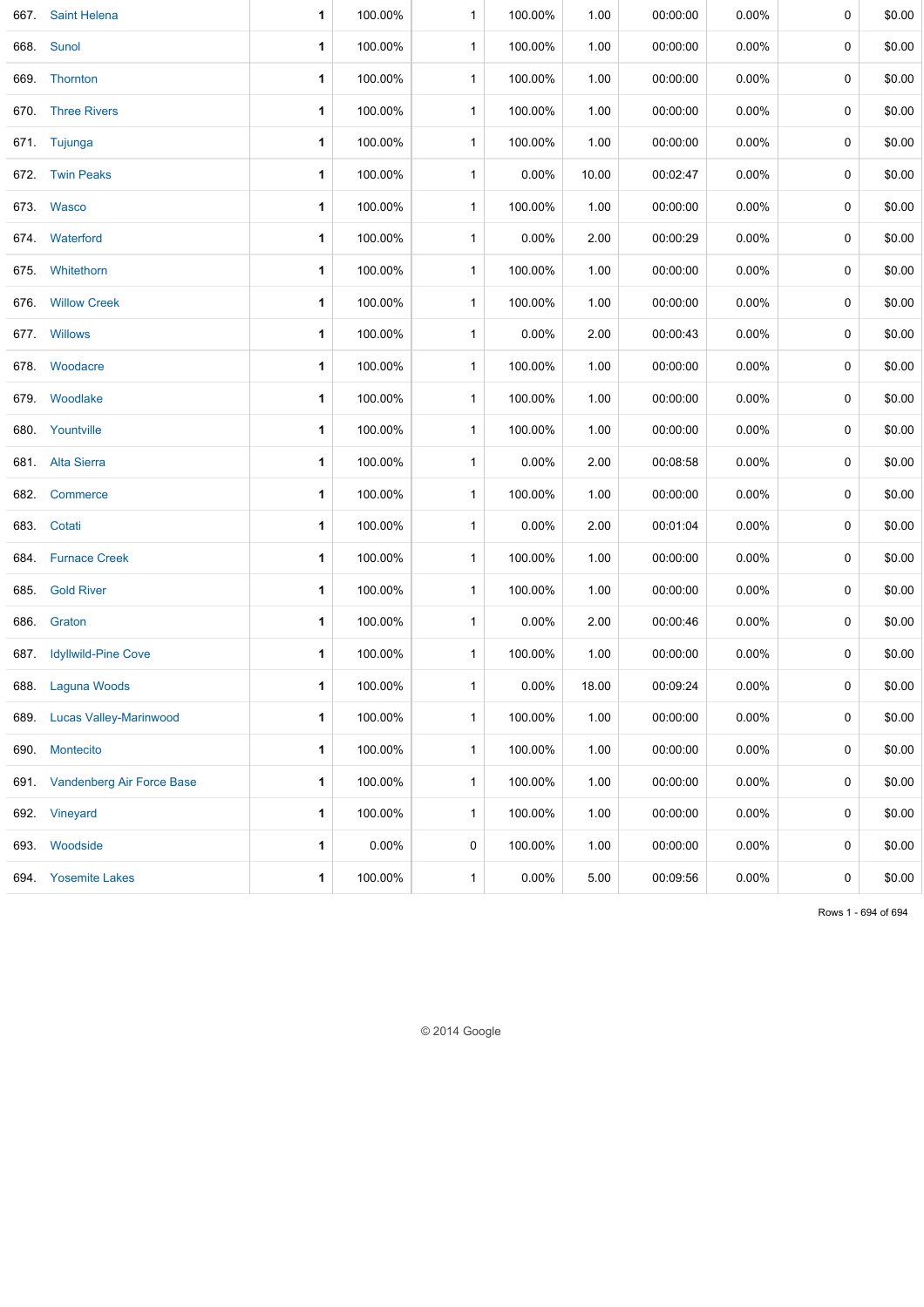| | | | | | | | | | | |
|---|---|---|---|---|---|---|---|---|---|---|
| 667. | Saint Helena | 1 | 100.00% | 1 | 100.00% | 1.00 | 00:00:00 | 0.00% | 0 | $0.00 |
| 668. | Sunol | 1 | 100.00% | 1 | 100.00% | 1.00 | 00:00:00 | 0.00% | 0 | $0.00 |
| 669. | Thornton | 1 | 100.00% | 1 | 100.00% | 1.00 | 00:00:00 | 0.00% | 0 | $0.00 |
| 670. | Three Rivers | 1 | 100.00% | 1 | 100.00% | 1.00 | 00:00:00 | 0.00% | 0 | $0.00 |
| 671. | Tujunga | 1 | 100.00% | 1 | 100.00% | 1.00 | 00:00:00 | 0.00% | 0 | $0.00 |
| 672. | Twin Peaks | 1 | 100.00% | 1 | 0.00% | 10.00 | 00:02:47 | 0.00% | 0 | $0.00 |
| 673. | Wasco | 1 | 100.00% | 1 | 100.00% | 1.00 | 00:00:00 | 0.00% | 0 | $0.00 |
| 674. | Waterford | 1 | 100.00% | 1 | 0.00% | 2.00 | 00:00:29 | 0.00% | 0 | $0.00 |
| 675. | Whitethorn | 1 | 100.00% | 1 | 100.00% | 1.00 | 00:00:00 | 0.00% | 0 | $0.00 |
| 676. | Willow Creek | 1 | 100.00% | 1 | 100.00% | 1.00 | 00:00:00 | 0.00% | 0 | $0.00 |
| 677. | Willows | 1 | 100.00% | 1 | 0.00% | 2.00 | 00:00:43 | 0.00% | 0 | $0.00 |
| 678. | Woodacre | 1 | 100.00% | 1 | 100.00% | 1.00 | 00:00:00 | 0.00% | 0 | $0.00 |
| 679. | Woodlake | 1 | 100.00% | 1 | 100.00% | 1.00 | 00:00:00 | 0.00% | 0 | $0.00 |
| 680. | Yountville | 1 | 100.00% | 1 | 100.00% | 1.00 | 00:00:00 | 0.00% | 0 | $0.00 |
| 681. | Alta Sierra | 1 | 100.00% | 1 | 0.00% | 2.00 | 00:08:58 | 0.00% | 0 | $0.00 |
| 682. | Commerce | 1 | 100.00% | 1 | 100.00% | 1.00 | 00:00:00 | 0.00% | 0 | $0.00 |
| 683. | Cotati | 1 | 100.00% | 1 | 0.00% | 2.00 | 00:01:04 | 0.00% | 0 | $0.00 |
| 684. | Furnace Creek | 1 | 100.00% | 1 | 100.00% | 1.00 | 00:00:00 | 0.00% | 0 | $0.00 |
| 685. | Gold River | 1 | 100.00% | 1 | 100.00% | 1.00 | 00:00:00 | 0.00% | 0 | $0.00 |
| 686. | Graton | 1 | 100.00% | 1 | 0.00% | 2.00 | 00:00:46 | 0.00% | 0 | $0.00 |
| 687. | Idyllwild-Pine Cove | 1 | 100.00% | 1 | 100.00% | 1.00 | 00:00:00 | 0.00% | 0 | $0.00 |
| 688. | Laguna Woods | 1 | 100.00% | 1 | 0.00% | 18.00 | 00:09:24 | 0.00% | 0 | $0.00 |
| 689. | Lucas Valley-Marinwood | 1 | 100.00% | 1 | 100.00% | 1.00 | 00:00:00 | 0.00% | 0 | $0.00 |
| 690. | Montecito | 1 | 100.00% | 1 | 100.00% | 1.00 | 00:00:00 | 0.00% | 0 | $0.00 |
| 691. | Vandenberg Air Force Base | 1 | 100.00% | 1 | 100.00% | 1.00 | 00:00:00 | 0.00% | 0 | $0.00 |
| 692. | Vineyard | 1 | 100.00% | 1 | 100.00% | 1.00 | 00:00:00 | 0.00% | 0 | $0.00 |
| 693. | Woodside | 1 | 0.00% | 0 | 100.00% | 1.00 | 00:00:00 | 0.00% | 0 | $0.00 |
| 694. | Yosemite Lakes | 1 | 100.00% | 1 | 0.00% | 5.00 | 00:09:56 | 0.00% | 0 | $0.00 |

Rows 1 - 694 of 694

© 2014 Google